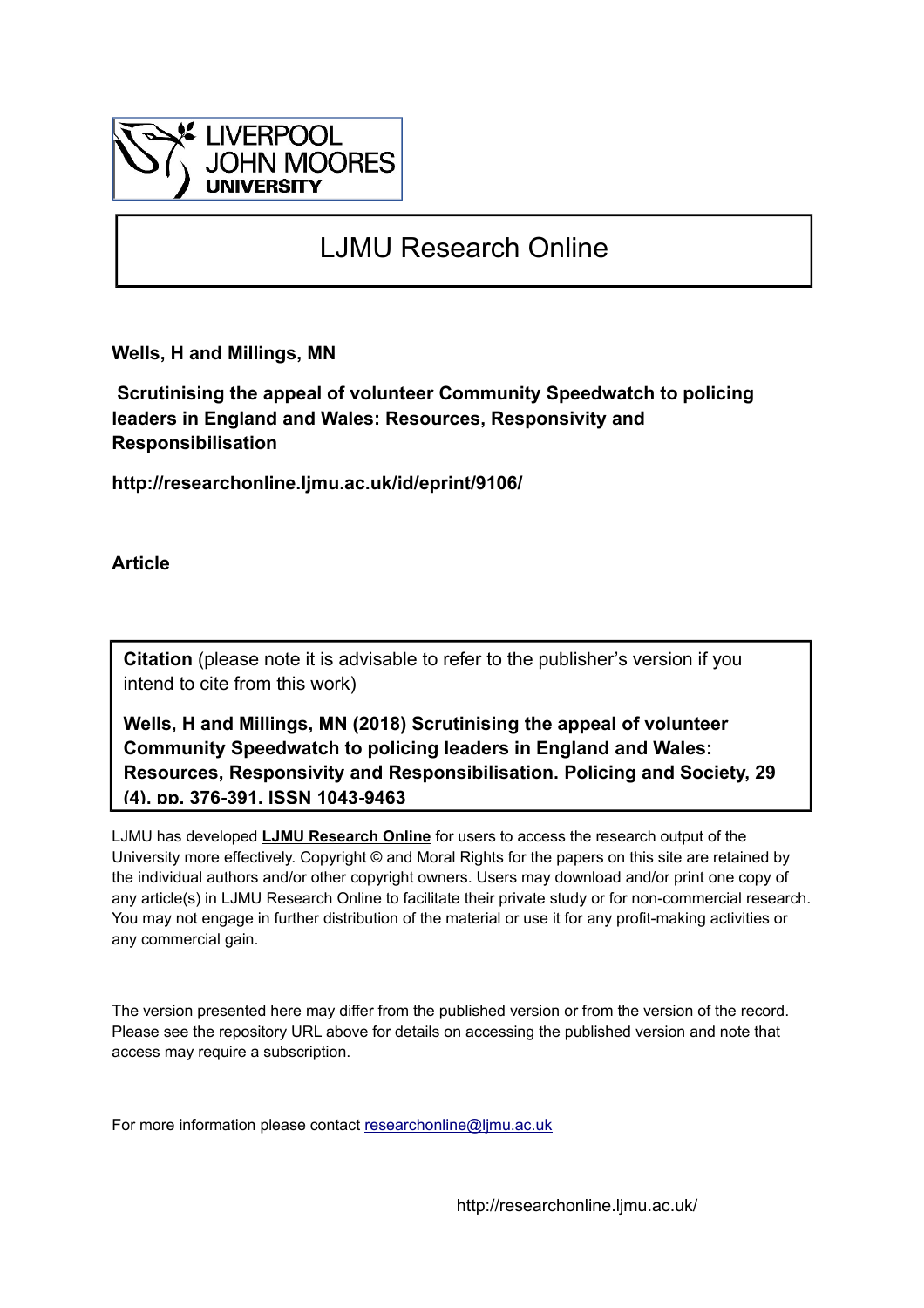LIVERPOOL JOHN MOORES UNIVERSITY

# LJMU Research Online

**Wells, H and Millings, MN**

**Scrutinising the appeal of volunteer Community Speedwatch to policing leaders in England and Wales: Resources, Responsivity and Responsibilisation**

**http://researchonline.ljmu.ac.uk/id/eprint/9106/**

**Article**

**Citation** (please note it is advisable to refer to the publisher's version if you intend to cite from this work)

**Wells, H and Millings, MN (2018) Scrutinising the appeal of volunteer Community Speedwatch to policing leaders in England and Wales: Resources, Responsivity and Responsibilisation. Policing and Society, 29 (4). pp. 376-391. ISSN 1043-9463**

LJMU has developed **LJMU Research Online** for users to access the research output of the University more effectively. Copyright © and Moral Rights for the papers on this site are retained by the individual authors and/or other copyright owners. Users may download and/or print one copy of any article(s) in LJMU Research Online to facilitate their private study or for non-commercial research. You may not engage in further distribution of the material or use it for any profit-making activities or any commercial gain.

The version presented here may differ from the published version or from the version of the record. Please see the repository URL above for details on accessing the published version and note that access may require a subscription.

For more information please contact researchonline@ljmu.ac.uk

http://researchonline.ljmu.ac.uk/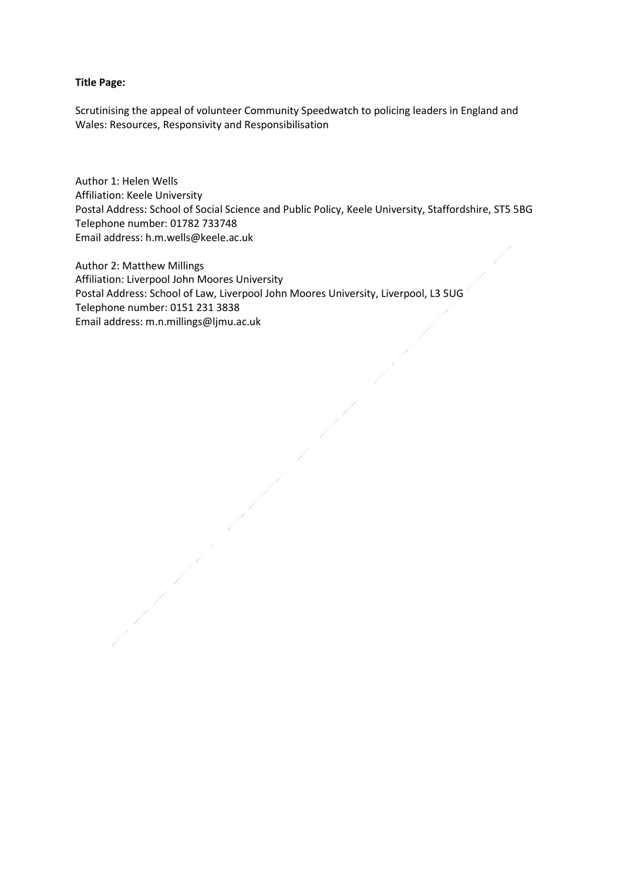**Title Page:**

Scrutinising the appeal of volunteer Community Speedwatch to policing leaders in England and Wales: Resources, Responsivity and Responsibilisation

Author 1: Helen Wells
Affiliation: Keele University
Postal Address: School of Social Science and Public Policy, Keele University, Staffordshire, ST5 5BG
Telephone number: 01782 733748
Email address: h.m.wells@keele.ac.uk

Author 2: Matthew Millings
Affiliation: Liverpool John Moores University
Postal Address: School of Law, Liverpool John Moores University, Liverpool, L3 5UG
Telephone number: 0151 231 3838
Email address: m.n.millings@ljmu.ac.uk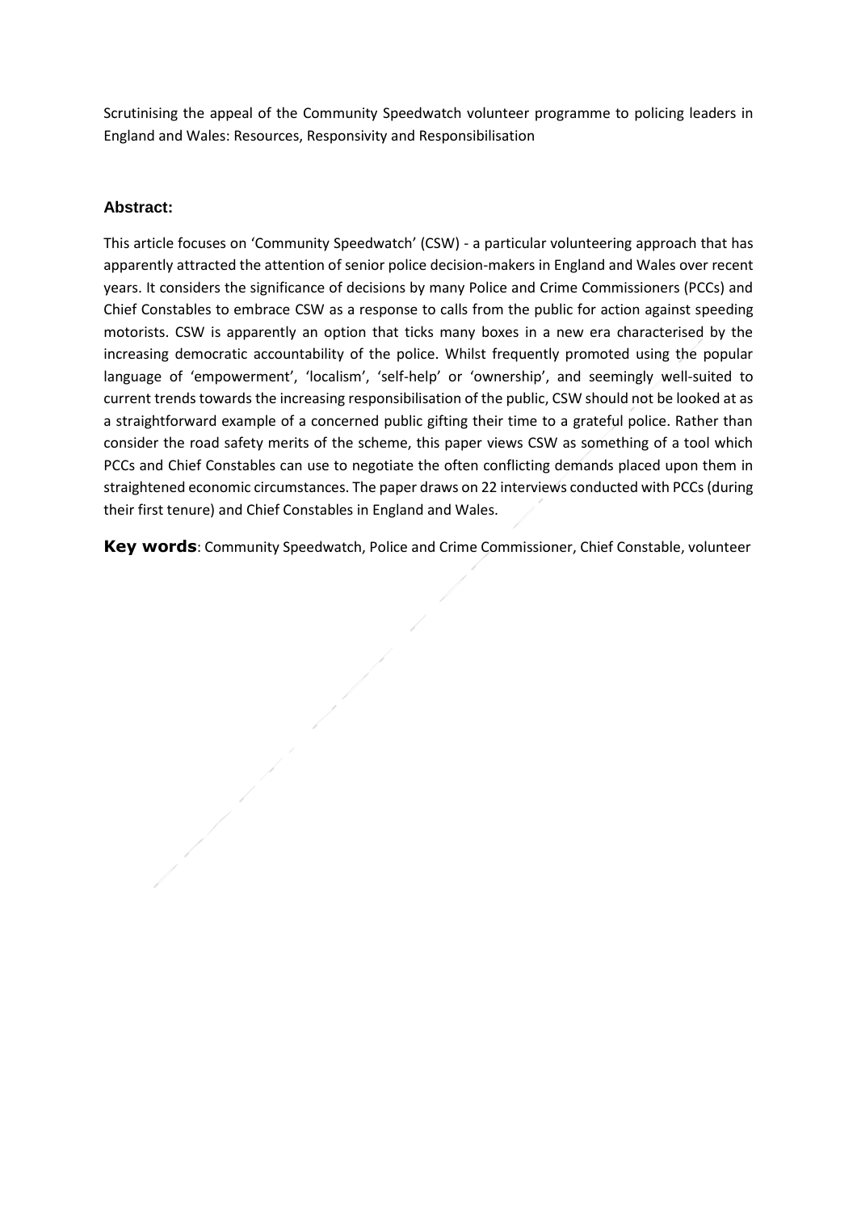Scrutinising the appeal of the Community Speedwatch volunteer programme to policing leaders in England and Wales: Resources, Responsivity and Responsibilisation

## Abstract:

This article focuses on 'Community Speedwatch' (CSW) - a particular volunteering approach that has apparently attracted the attention of senior police decision-makers in England and Wales over recent years. It considers the significance of decisions by many Police and Crime Commissioners (PCCs) and Chief Constables to embrace CSW as a response to calls from the public for action against speeding motorists. CSW is apparently an option that ticks many boxes in a new era characterised by the increasing democratic accountability of the police. Whilst frequently promoted using the popular language of 'empowerment', 'localism', 'self-help' or 'ownership', and seemingly well-suited to current trends towards the increasing responsibilisation of the public, CSW should not be looked at as a straightforward example of a concerned public gifting their time to a grateful police. Rather than consider the road safety merits of the scheme, this paper views CSW as something of a tool which PCCs and Chief Constables can use to negotiate the often conflicting demands placed upon them in straightened economic circumstances. The paper draws on 22 interviews conducted with PCCs (during their first tenure) and Chief Constables in England and Wales.

**Key words**: Community Speedwatch, Police and Crime Commissioner, Chief Constable, volunteer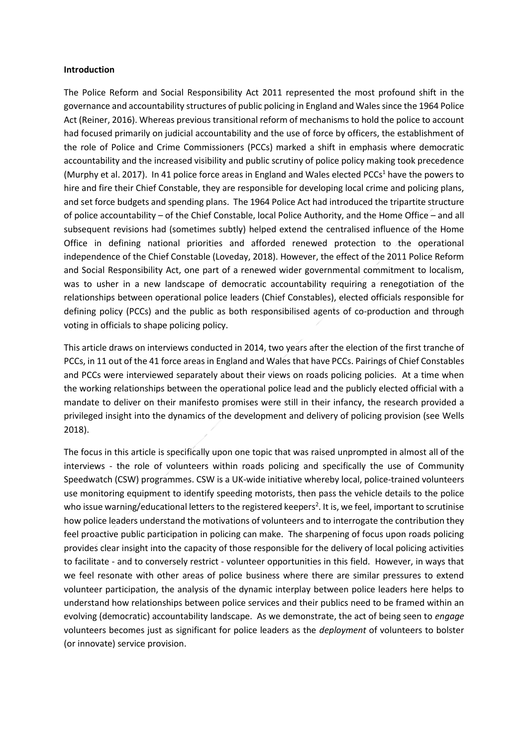**Introduction**

The Police Reform and Social Responsibility Act 2011 represented the most profound shift in the governance and accountability structures of public policing in England and Wales since the 1964 Police Act (Reiner, 2016). Whereas previous transitional reform of mechanisms to hold the police to account had focused primarily on judicial accountability and the use of force by officers, the establishment of the role of Police and Crime Commissioners (PCCs) marked a shift in emphasis where democratic accountability and the increased visibility and public scrutiny of police policy making took precedence (Murphy et al. 2017). In 41 police force areas in England and Wales elected PCCs[1] have the powers to hire and fire their Chief Constable, they are responsible for developing local crime and policing plans, and set force budgets and spending plans. The 1964 Police Act had introduced the tripartite structure of police accountability – of the Chief Constable, local Police Authority, and the Home Office – and all subsequent revisions had (sometimes subtly) helped extend the centralised influence of the Home Office in defining national priorities and afforded renewed protection to the operational independence of the Chief Constable (Loveday, 2018). However, the effect of the 2011 Police Reform and Social Responsibility Act, one part of a renewed wider governmental commitment to localism, was to usher in a new landscape of democratic accountability requiring a renegotiation of the relationships between operational police leaders (Chief Constables), elected officials responsible for defining policy (PCCs) and the public as both responsibilised agents of co-production and through voting in officials to shape policing policy.

This article draws on interviews conducted in 2014, two years after the election of the first tranche of PCCs, in 11 out of the 41 force areas in England and Wales that have PCCs. Pairings of Chief Constables and PCCs were interviewed separately about their views on roads policing policies. At a time when the working relationships between the operational police lead and the publicly elected official with a mandate to deliver on their manifesto promises were still in their infancy, the research provided a privileged insight into the dynamics of the development and delivery of policing provision (see Wells 2018).

The focus in this article is specifically upon one topic that was raised unprompted in almost all of the interviews - the role of volunteers within roads policing and specifically the use of Community Speedwatch (CSW) programmes. CSW is a UK-wide initiative whereby local, police-trained volunteers use monitoring equipment to identify speeding motorists, then pass the vehicle details to the police who issue warning/educational letters to the registered keepers[2]. It is, we feel, important to scrutinise how police leaders understand the motivations of volunteers and to interrogate the contribution they feel proactive public participation in policing can make. The sharpening of focus upon roads policing provides clear insight into the capacity of those responsible for the delivery of local policing activities to facilitate - and to conversely restrict - volunteer opportunities in this field. However, in ways that we feel resonate with other areas of police business where there are similar pressures to extend volunteer participation, the analysis of the dynamic interplay between police leaders here helps to understand how relationships between police services and their publics need to be framed within an evolving (democratic) accountability landscape. As we demonstrate, the act of being seen to *engage* volunteers becomes just as significant for police leaders as the *deployment* of volunteers to bolster (or innovate) service provision.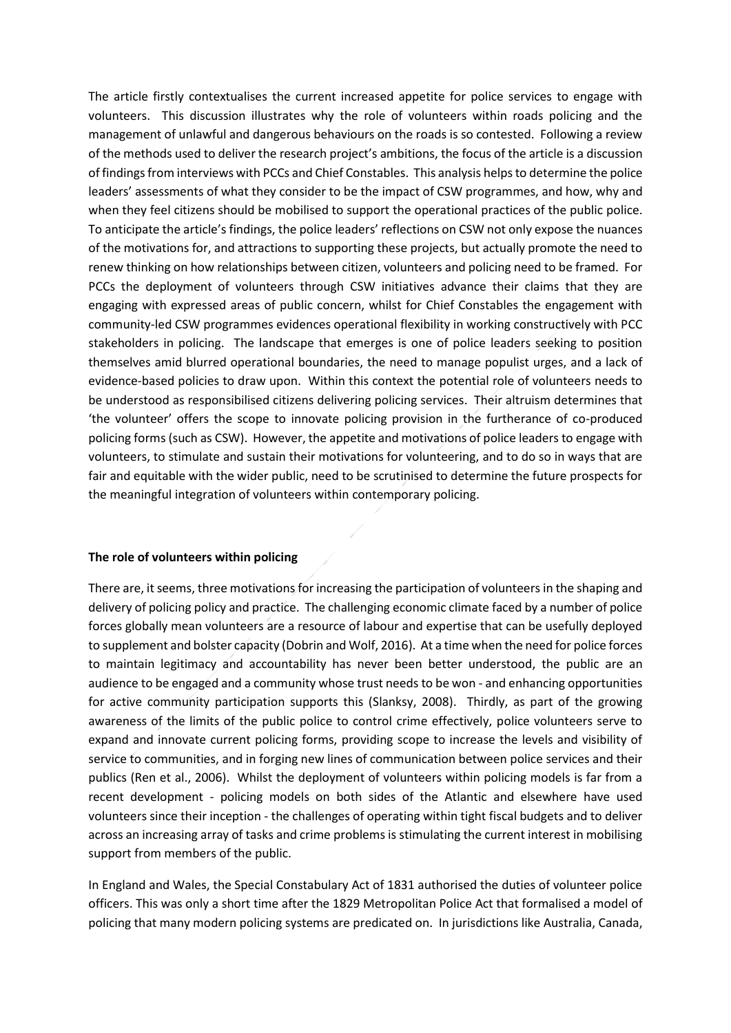The article firstly contextualises the current increased appetite for police services to engage with volunteers. This discussion illustrates why the role of volunteers within roads policing and the management of unlawful and dangerous behaviours on the roads is so contested. Following a review of the methods used to deliver the research project's ambitions, the focus of the article is a discussion of findings from interviews with PCCs and Chief Constables. This analysis helps to determine the police leaders' assessments of what they consider to be the impact of CSW programmes, and how, why and when they feel citizens should be mobilised to support the operational practices of the public police. To anticipate the article's findings, the police leaders' reflections on CSW not only expose the nuances of the motivations for, and attractions to supporting these projects, but actually promote the need to renew thinking on how relationships between citizen, volunteers and policing need to be framed. For PCCs the deployment of volunteers through CSW initiatives advance their claims that they are engaging with expressed areas of public concern, whilst for Chief Constables the engagement with community-led CSW programmes evidences operational flexibility in working constructively with PCC stakeholders in policing. The landscape that emerges is one of police leaders seeking to position themselves amid blurred operational boundaries, the need to manage populist urges, and a lack of evidence-based policies to draw upon. Within this context the potential role of volunteers needs to be understood as responsibilised citizens delivering policing services. Their altruism determines that 'the volunteer' offers the scope to innovate policing provision in the furtherance of co-produced policing forms (such as CSW). However, the appetite and motivations of police leaders to engage with volunteers, to stimulate and sustain their motivations for volunteering, and to do so in ways that are fair and equitable with the wider public, need to be scrutinised to determine the future prospects for the meaningful integration of volunteers within contemporary policing.

**The role of volunteers within policing**

There are, it seems, three motivations for increasing the participation of volunteers in the shaping and delivery of policing policy and practice. The challenging economic climate faced by a number of police forces globally mean volunteers are a resource of labour and expertise that can be usefully deployed to supplement and bolster capacity (Dobrin and Wolf, 2016). At a time when the need for police forces to maintain legitimacy and accountability has never been better understood, the public are an audience to be engaged and a community whose trust needs to be won - and enhancing opportunities for active community participation supports this (Slanksy, 2008). Thirdly, as part of the growing awareness of the limits of the public police to control crime effectively, police volunteers serve to expand and innovate current policing forms, providing scope to increase the levels and visibility of service to communities, and in forging new lines of communication between police services and their publics (Ren et al., 2006). Whilst the deployment of volunteers within policing models is far from a recent development - policing models on both sides of the Atlantic and elsewhere have used volunteers since their inception - the challenges of operating within tight fiscal budgets and to deliver across an increasing array of tasks and crime problems is stimulating the current interest in mobilising support from members of the public.

In England and Wales, the Special Constabulary Act of 1831 authorised the duties of volunteer police officers. This was only a short time after the 1829 Metropolitan Police Act that formalised a model of policing that many modern policing systems are predicated on. In jurisdictions like Australia, Canada,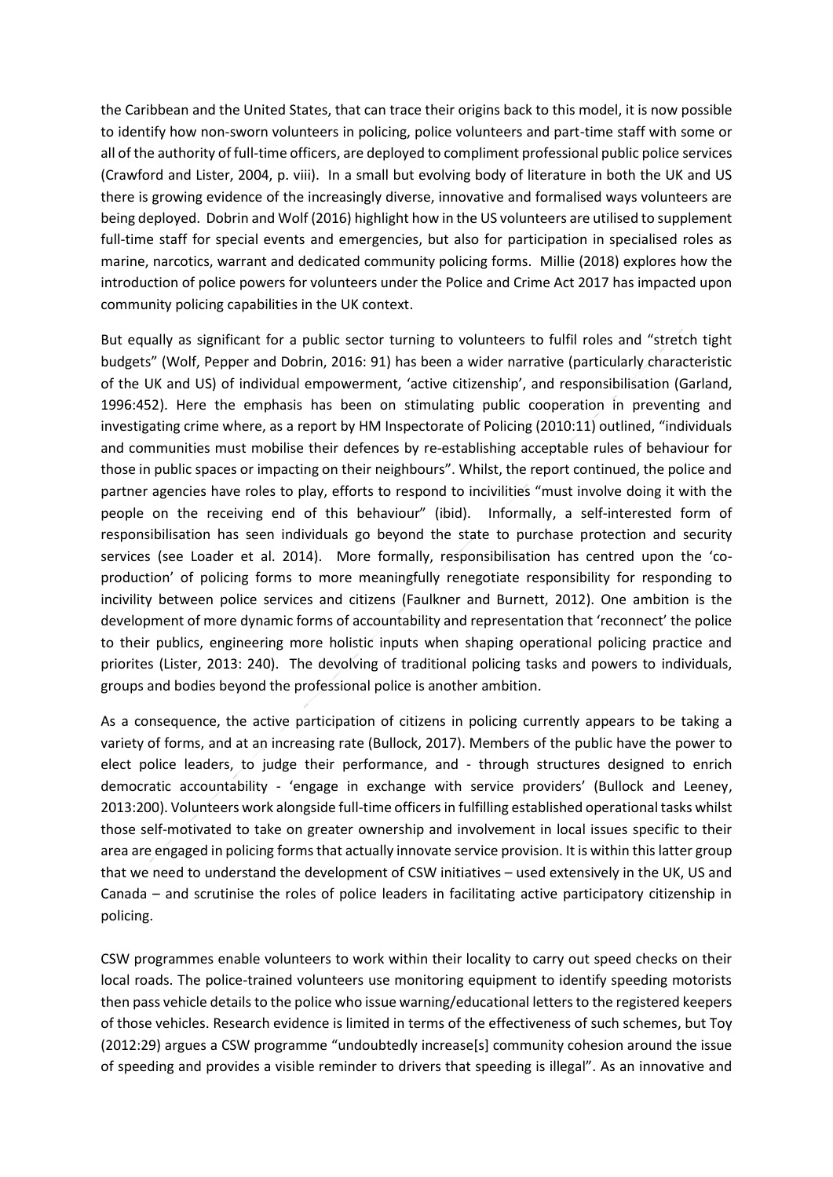the Caribbean and the United States, that can trace their origins back to this model, it is now possible to identify how non-sworn volunteers in policing, police volunteers and part-time staff with some or all of the authority of full-time officers, are deployed to compliment professional public police services (Crawford and Lister, 2004, p. viii). In a small but evolving body of literature in both the UK and US there is growing evidence of the increasingly diverse, innovative and formalised ways volunteers are being deployed. Dobrin and Wolf (2016) highlight how in the US volunteers are utilised to supplement full-time staff for special events and emergencies, but also for participation in specialised roles as marine, narcotics, warrant and dedicated community policing forms. Millie (2018) explores how the introduction of police powers for volunteers under the Police and Crime Act 2017 has impacted upon community policing capabilities in the UK context.

But equally as significant for a public sector turning to volunteers to fulfil roles and "stretch tight budgets" (Wolf, Pepper and Dobrin, 2016: 91) has been a wider narrative (particularly characteristic of the UK and US) of individual empowerment, 'active citizenship', and responsibilisation (Garland, 1996:452). Here the emphasis has been on stimulating public cooperation in preventing and investigating crime where, as a report by HM Inspectorate of Policing (2010:11) outlined, "individuals and communities must mobilise their defences by re-establishing acceptable rules of behaviour for those in public spaces or impacting on their neighbours". Whilst, the report continued, the police and partner agencies have roles to play, efforts to respond to incivilities "must involve doing it with the people on the receiving end of this behaviour" (ibid). Informally, a self-interested form of responsibilisation has seen individuals go beyond the state to purchase protection and security services (see Loader et al. 2014). More formally, responsibilisation has centred upon the 'co-production' of policing forms to more meaningfully renegotiate responsibility for responding to incivility between police services and citizens (Faulkner and Burnett, 2012). One ambition is the development of more dynamic forms of accountability and representation that 'reconnect' the police to their publics, engineering more holistic inputs when shaping operational policing practice and priorites (Lister, 2013: 240). The devolving of traditional policing tasks and powers to individuals, groups and bodies beyond the professional police is another ambition.

As a consequence, the active participation of citizens in policing currently appears to be taking a variety of forms, and at an increasing rate (Bullock, 2017). Members of the public have the power to elect police leaders, to judge their performance, and - through structures designed to enrich democratic accountability - 'engage in exchange with service providers' (Bullock and Leeney, 2013:200). Volunteers work alongside full-time officers in fulfilling established operational tasks whilst those self-motivated to take on greater ownership and involvement in local issues specific to their area are engaged in policing forms that actually innovate service provision. It is within this latter group that we need to understand the development of CSW initiatives – used extensively in the UK, US and Canada – and scrutinise the roles of police leaders in facilitating active participatory citizenship in policing.

CSW programmes enable volunteers to work within their locality to carry out speed checks on their local roads. The police-trained volunteers use monitoring equipment to identify speeding motorists then pass vehicle details to the police who issue warning/educational letters to the registered keepers of those vehicles. Research evidence is limited in terms of the effectiveness of such schemes, but Toy (2012:29) argues a CSW programme "undoubtedly increase[s] community cohesion around the issue of speeding and provides a visible reminder to drivers that speeding is illegal". As an innovative and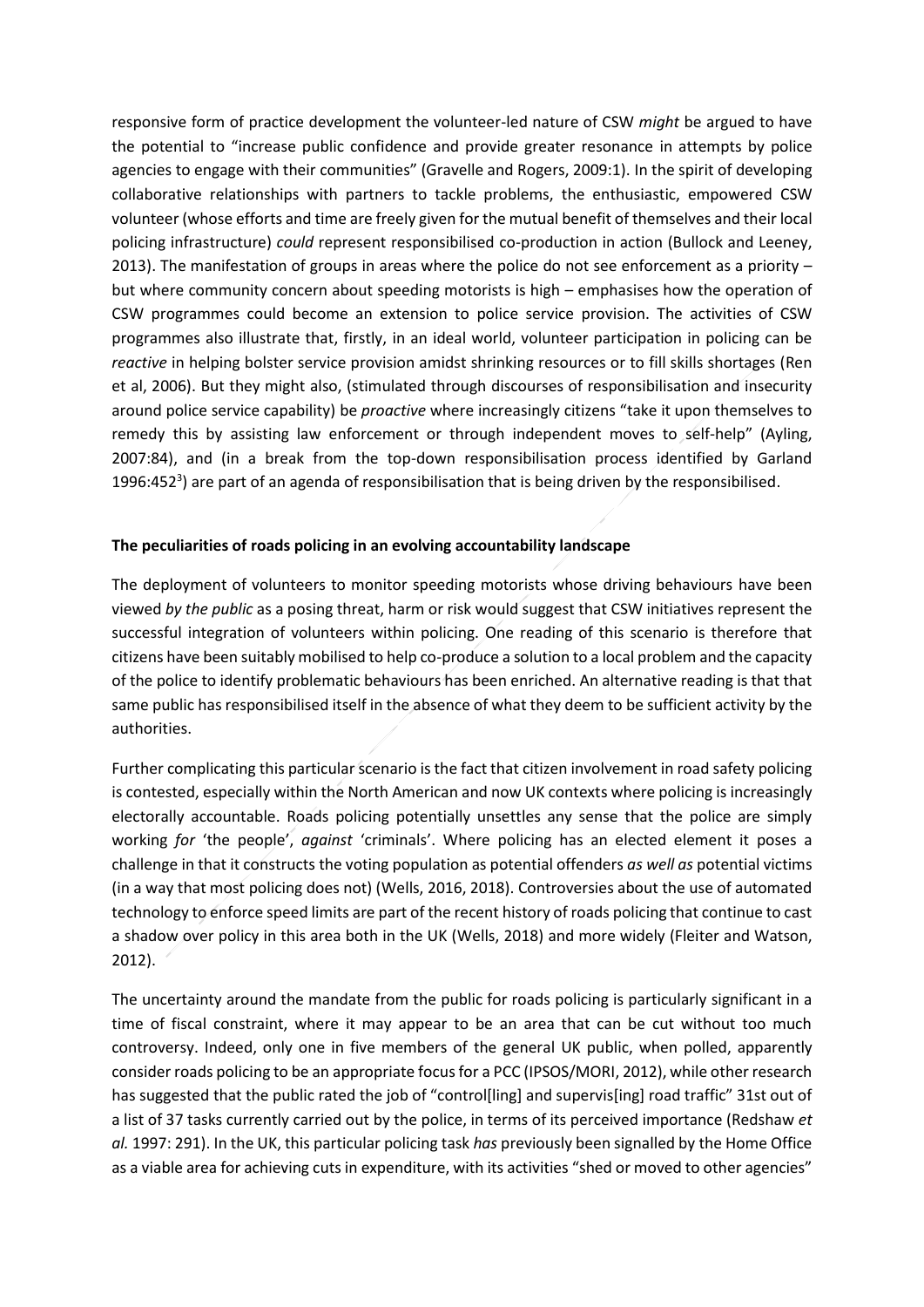responsive form of practice development the volunteer-led nature of CSW *might* be argued to have the potential to "increase public confidence and provide greater resonance in attempts by police agencies to engage with their communities" (Gravelle and Rogers, 2009:1). In the spirit of developing collaborative relationships with partners to tackle problems, the enthusiastic, empowered CSW volunteer (whose efforts and time are freely given for the mutual benefit of themselves and their local policing infrastructure) *could* represent responsibilised co-production in action (Bullock and Leeney, 2013). The manifestation of groups in areas where the police do not see enforcement as a priority – but where community concern about speeding motorists is high – emphasises how the operation of CSW programmes could become an extension to police service provision. The activities of CSW programmes also illustrate that, firstly, in an ideal world, volunteer participation in policing can be *reactive* in helping bolster service provision amidst shrinking resources or to fill skills shortages (Ren et al, 2006). But they might also, (stimulated through discourses of responsibilisation and insecurity around police service capability) be *proactive* where increasingly citizens "take it upon themselves to remedy this by assisting law enforcement or through independent moves to self-help" (Ayling, 2007:84), and (in a break from the top-down responsibilisation process identified by Garland 1996:452[3]) are part of an agenda of responsibilisation that is being driven by the responsibilised.

**The peculiarities of roads policing in an evolving accountability landscape**

The deployment of volunteers to monitor speeding motorists whose driving behaviours have been viewed *by the public* as a posing threat, harm or risk would suggest that CSW initiatives represent the successful integration of volunteers within policing. One reading of this scenario is therefore that citizens have been suitably mobilised to help co-produce a solution to a local problem and the capacity of the police to identify problematic behaviours has been enriched. An alternative reading is that that same public has responsibilised itself in the absence of what they deem to be sufficient activity by the authorities.

Further complicating this particular scenario is the fact that citizen involvement in road safety policing is contested, especially within the North American and now UK contexts where policing is increasingly electorally accountable. Roads policing potentially unsettles any sense that the police are simply working *for* 'the people', *against* 'criminals'. Where policing has an elected element it poses a challenge in that it constructs the voting population as potential offenders *as well as* potential victims (in a way that most policing does not) (Wells, 2016, 2018). Controversies about the use of automated technology to enforce speed limits are part of the recent history of roads policing that continue to cast a shadow over policy in this area both in the UK (Wells, 2018) and more widely (Fleiter and Watson, 2012).

The uncertainty around the mandate from the public for roads policing is particularly significant in a time of fiscal constraint, where it may appear to be an area that can be cut without too much controversy. Indeed, only one in five members of the general UK public, when polled, apparently consider roads policing to be an appropriate focus for a PCC (IPSOS/MORI, 2012), while other research has suggested that the public rated the job of "control[ling] and supervis[ing] road traffic" 31st out of a list of 37 tasks currently carried out by the police, in terms of its perceived importance (Redshaw *et al.* 1997: 291). In the UK, this particular policing task *has* previously been signalled by the Home Office as a viable area for achieving cuts in expenditure, with its activities "shed or moved to other agencies"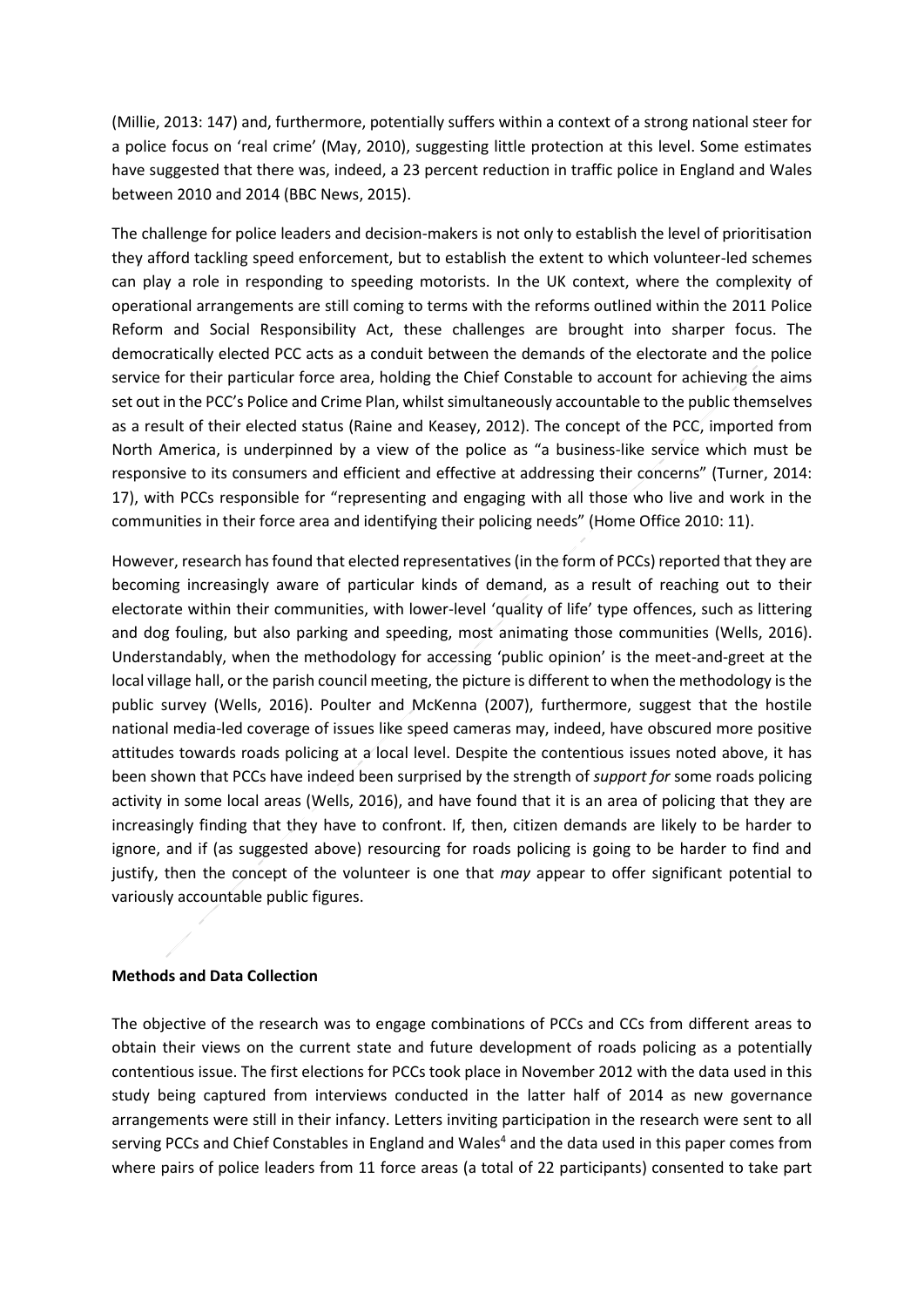(Millie, 2013: 147) and, furthermore, potentially suffers within a context of a strong national steer for a police focus on 'real crime' (May, 2010), suggesting little protection at this level. Some estimates have suggested that there was, indeed, a 23 percent reduction in traffic police in England and Wales between 2010 and 2014 (BBC News, 2015).

The challenge for police leaders and decision-makers is not only to establish the level of prioritisation they afford tackling speed enforcement, but to establish the extent to which volunteer-led schemes can play a role in responding to speeding motorists. In the UK context, where the complexity of operational arrangements are still coming to terms with the reforms outlined within the 2011 Police Reform and Social Responsibility Act, these challenges are brought into sharper focus. The democratically elected PCC acts as a conduit between the demands of the electorate and the police service for their particular force area, holding the Chief Constable to account for achieving the aims set out in the PCC's Police and Crime Plan, whilst simultaneously accountable to the public themselves as a result of their elected status (Raine and Keasey, 2012). The concept of the PCC, imported from North America, is underpinned by a view of the police as "a business-like service which must be responsive to its consumers and efficient and effective at addressing their concerns" (Turner, 2014: 17), with PCCs responsible for "representing and engaging with all those who live and work in the communities in their force area and identifying their policing needs" (Home Office 2010: 11).

However, research has found that elected representatives (in the form of PCCs) reported that they are becoming increasingly aware of particular kinds of demand, as a result of reaching out to their electorate within their communities, with lower-level 'quality of life' type offences, such as littering and dog fouling, but also parking and speeding, most animating those communities (Wells, 2016). Understandably, when the methodology for accessing 'public opinion' is the meet-and-greet at the local village hall, or the parish council meeting, the picture is different to when the methodology is the public survey (Wells, 2016). Poulter and McKenna (2007), furthermore, suggest that the hostile national media-led coverage of issues like speed cameras may, indeed, have obscured more positive attitudes towards roads policing at a local level. Despite the contentious issues noted above, it has been shown that PCCs have indeed been surprised by the strength of *support for* some roads policing activity in some local areas (Wells, 2016), and have found that it is an area of policing that they are increasingly finding that they have to confront. If, then, citizen demands are likely to be harder to ignore, and if (as suggested above) resourcing for roads policing is going to be harder to find and justify, then the concept of the volunteer is one that *may* appear to offer significant potential to variously accountable public figures.

**Methods and Data Collection**

The objective of the research was to engage combinations of PCCs and CCs from different areas to obtain their views on the current state and future development of roads policing as a potentially contentious issue. The first elections for PCCs took place in November 2012 with the data used in this study being captured from interviews conducted in the latter half of 2014 as new governance arrangements were still in their infancy. Letters inviting participation in the research were sent to all serving PCCs and Chief Constables in England and Wales[4] and the data used in this paper comes from where pairs of police leaders from 11 force areas (a total of 22 participants) consented to take part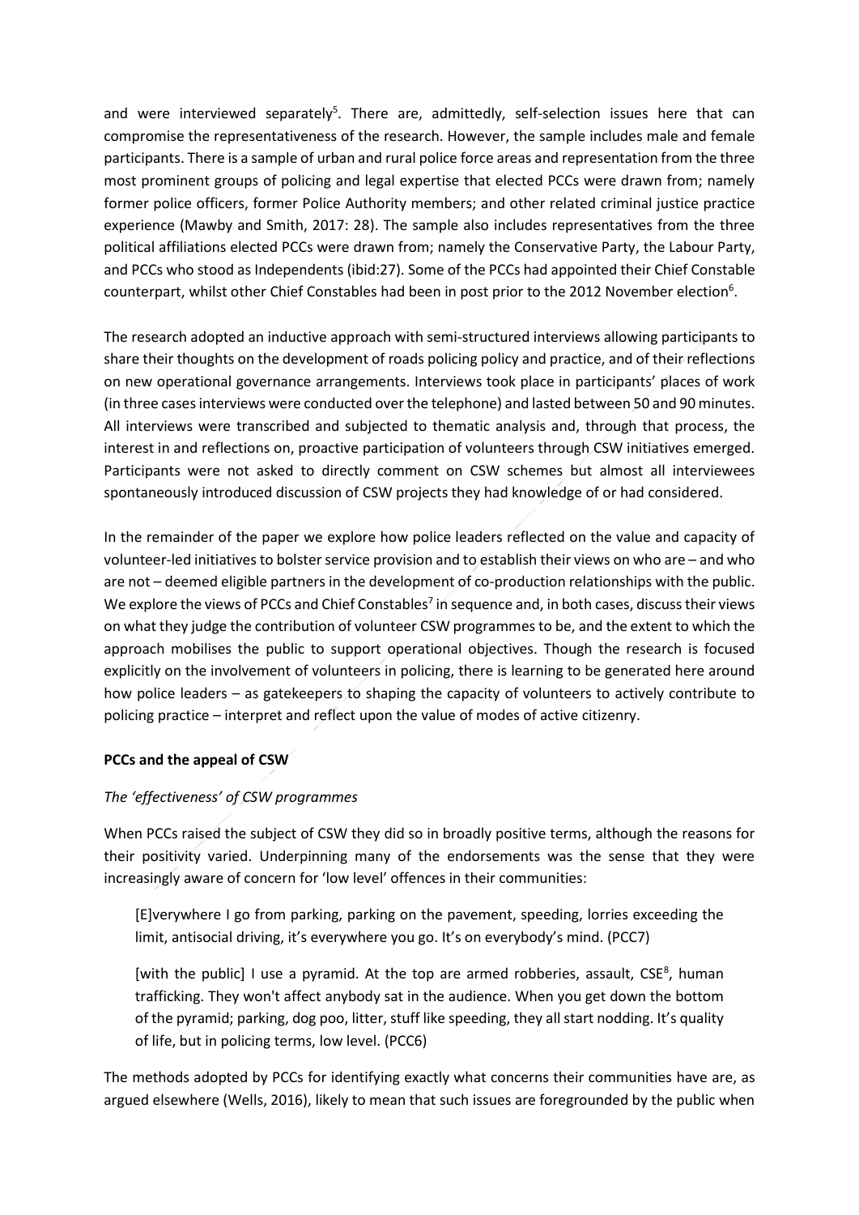and were interviewed separately[5]. There are, admittedly, self-selection issues here that can compromise the representativeness of the research. However, the sample includes male and female participants. There is a sample of urban and rural police force areas and representation from the three most prominent groups of policing and legal expertise that elected PCCs were drawn from; namely former police officers, former Police Authority members; and other related criminal justice practice experience (Mawby and Smith, 2017: 28). The sample also includes representatives from the three political affiliations elected PCCs were drawn from; namely the Conservative Party, the Labour Party, and PCCs who stood as Independents (ibid:27). Some of the PCCs had appointed their Chief Constable counterpart, whilst other Chief Constables had been in post prior to the 2012 November election[6].

The research adopted an inductive approach with semi-structured interviews allowing participants to share their thoughts on the development of roads policing policy and practice, and of their reflections on new operational governance arrangements. Interviews took place in participants' places of work (in three cases interviews were conducted over the telephone) and lasted between 50 and 90 minutes. All interviews were transcribed and subjected to thematic analysis and, through that process, the interest in and reflections on, proactive participation of volunteers through CSW initiatives emerged. Participants were not asked to directly comment on CSW schemes but almost all interviewees spontaneously introduced discussion of CSW projects they had knowledge of or had considered.

In the remainder of the paper we explore how police leaders reflected on the value and capacity of volunteer-led initiatives to bolster service provision and to establish their views on who are – and who are not – deemed eligible partners in the development of co-production relationships with the public. We explore the views of PCCs and Chief Constables[7] in sequence and, in both cases, discuss their views on what they judge the contribution of volunteer CSW programmes to be, and the extent to which the approach mobilises the public to support operational objectives. Though the research is focused explicitly on the involvement of volunteers in policing, there is learning to be generated here around how police leaders – as gatekeepers to shaping the capacity of volunteers to actively contribute to policing practice – interpret and reflect upon the value of modes of active citizenry.

**PCCs and the appeal of CSW**

*The 'effectiveness' of CSW programmes*

When PCCs raised the subject of CSW they did so in broadly positive terms, although the reasons for their positivity varied. Underpinning many of the endorsements was the sense that they were increasingly aware of concern for 'low level' offences in their communities:

> [E]verywhere I go from parking, parking on the pavement, speeding, lorries exceeding the limit, antisocial driving, it's everywhere you go. It's on everybody's mind. (PCC7)

> [with the public] I use a pyramid. At the top are armed robberies, assault, CSE[8], human trafficking. They won't affect anybody sat in the audience. When you get down the bottom of the pyramid; parking, dog poo, litter, stuff like speeding, they all start nodding. It's quality of life, but in policing terms, low level. (PCC6)

The methods adopted by PCCs for identifying exactly what concerns their communities have are, as argued elsewhere (Wells, 2016), likely to mean that such issues are foregrounded by the public when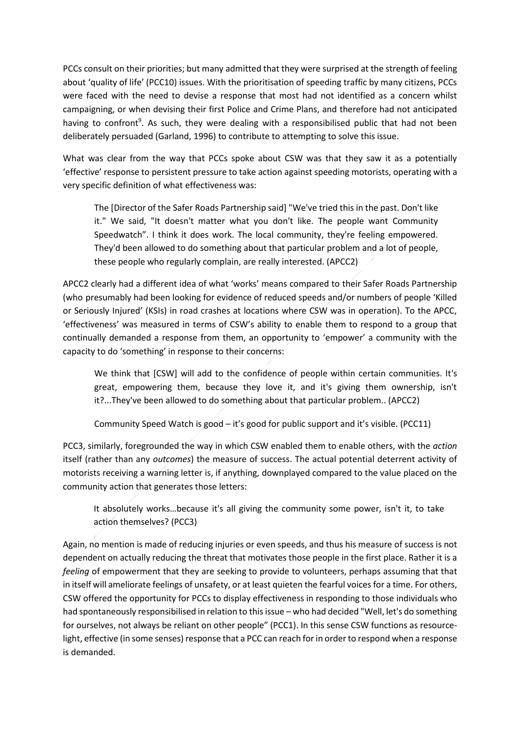PCCs consult on their priorities; but many admitted that they were surprised at the strength of feeling about 'quality of life' (PCC10) issues. With the prioritisation of speeding traffic by many citizens, PCCs were faced with the need to devise a response that most had not identified as a concern whilst campaigning, or when devising their first Police and Crime Plans, and therefore had not anticipated having to confront[9]. As such, they were dealing with a responsibilised public that had not been deliberately persuaded (Garland, 1996) to contribute to attempting to solve this issue.

What was clear from the way that PCCs spoke about CSW was that they saw it as a potentially 'effective' response to persistent pressure to take action against speeding motorists, operating with a very specific definition of what effectiveness was:

> The [Director of the Safer Roads Partnership said] "We've tried this in the past. Don't like it." We said, "It doesn't matter what you don't like. The people want Community Speedwatch". I think it does work. The local community, they're feeling empowered. They'd been allowed to do something about that particular problem and a lot of people, these people who regularly complain, are really interested. (APCC2)

APCC2 clearly had a different idea of what 'works' means compared to their Safer Roads Partnership (who presumably had been looking for evidence of reduced speeds and/or numbers of people 'Killed or Seriously Injured' (KSIs) in road crashes at locations where CSW was in operation). To the APCC, 'effectiveness' was measured in terms of CSW's ability to enable them to respond to a group that continually demanded a response from them, an opportunity to 'empower' a community with the capacity to do 'something' in response to their concerns:

> We think that [CSW] will add to the confidence of people within certain communities. It's great, empowering them, because they love it, and it's giving them ownership, isn't it?...They've been allowed to do something about that particular problem.. (APCC2)

> Community Speed Watch is good – it's good for public support and it's visible. (PCC11)

PCC3, similarly, foregrounded the way in which CSW enabled them to enable others, with the *action* itself (rather than any *outcomes*) the measure of success. The actual potential deterrent activity of motorists receiving a warning letter is, if anything, downplayed compared to the value placed on the community action that generates those letters:

> It absolutely works…because it's all giving the community some power, isn't it, to take action themselves? (PCC3)

Again, no mention is made of reducing injuries or even speeds, and thus his measure of success is not dependent on actually reducing the threat that motivates those people in the first place. Rather it is a *feeling* of empowerment that they are seeking to provide to volunteers, perhaps assuming that that in itself will ameliorate feelings of unsafety, or at least quieten the fearful voices for a time. For others, CSW offered the opportunity for PCCs to display effectiveness in responding to those individuals who had spontaneously responsibilised in relation to this issue – who had decided "Well, let's do something for ourselves, not always be reliant on other people" (PCC1). In this sense CSW functions as resource-light, effective (in some senses) response that a PCC can reach for in order to respond when a response is demanded.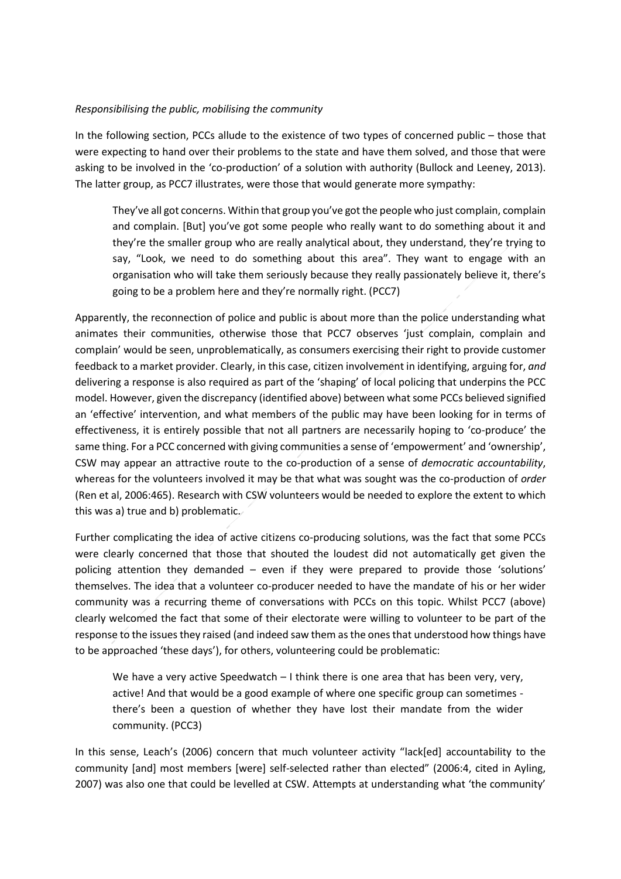*Responsibilising the public, mobilising the community*

In the following section, PCCs allude to the existence of two types of concerned public – those that were expecting to hand over their problems to the state and have them solved, and those that were asking to be involved in the 'co-production' of a solution with authority (Bullock and Leeney, 2013). The latter group, as PCC7 illustrates, were those that would generate more sympathy:

> They've all got concerns. Within that group you've got the people who just complain, complain and complain. [But] you've got some people who really want to do something about it and they're the smaller group who are really analytical about, they understand, they're trying to say, "Look, we need to do something about this area". They want to engage with an organisation who will take them seriously because they really passionately believe it, there's going to be a problem here and they're normally right. (PCC7)

Apparently, the reconnection of police and public is about more than the police understanding what animates their communities, otherwise those that PCC7 observes 'just complain, complain and complain' would be seen, unproblematically, as consumers exercising their right to provide customer feedback to a market provider. Clearly, in this case, citizen involvement in identifying, arguing for, *and* delivering a response is also required as part of the 'shaping' of local policing that underpins the PCC model. However, given the discrepancy (identified above) between what some PCCs believed signified an 'effective' intervention, and what members of the public may have been looking for in terms of effectiveness, it is entirely possible that not all partners are necessarily hoping to 'co-produce' the same thing. For a PCC concerned with giving communities a sense of 'empowerment' and 'ownership', CSW may appear an attractive route to the co-production of a sense of *democratic accountability*, whereas for the volunteers involved it may be that what was sought was the co-production of *order* (Ren et al, 2006:465). Research with CSW volunteers would be needed to explore the extent to which this was a) true and b) problematic.

Further complicating the idea of active citizens co-producing solutions, was the fact that some PCCs were clearly concerned that those that shouted the loudest did not automatically get given the policing attention they demanded – even if they were prepared to provide those 'solutions' themselves. The idea that a volunteer co-producer needed to have the mandate of his or her wider community was a recurring theme of conversations with PCCs on this topic. Whilst PCC7 (above) clearly welcomed the fact that some of their electorate were willing to volunteer to be part of the response to the issues they raised (and indeed saw them as the ones that understood how things have to be approached 'these days'), for others, volunteering could be problematic:

> We have a very active Speedwatch – I think there is one area that has been very, very, active! And that would be a good example of where one specific group can sometimes - there's been a question of whether they have lost their mandate from the wider community. (PCC3)

In this sense, Leach's (2006) concern that much volunteer activity "lack[ed] accountability to the community [and] most members [were] self-selected rather than elected" (2006:4, cited in Ayling, 2007) was also one that could be levelled at CSW. Attempts at understanding what 'the community'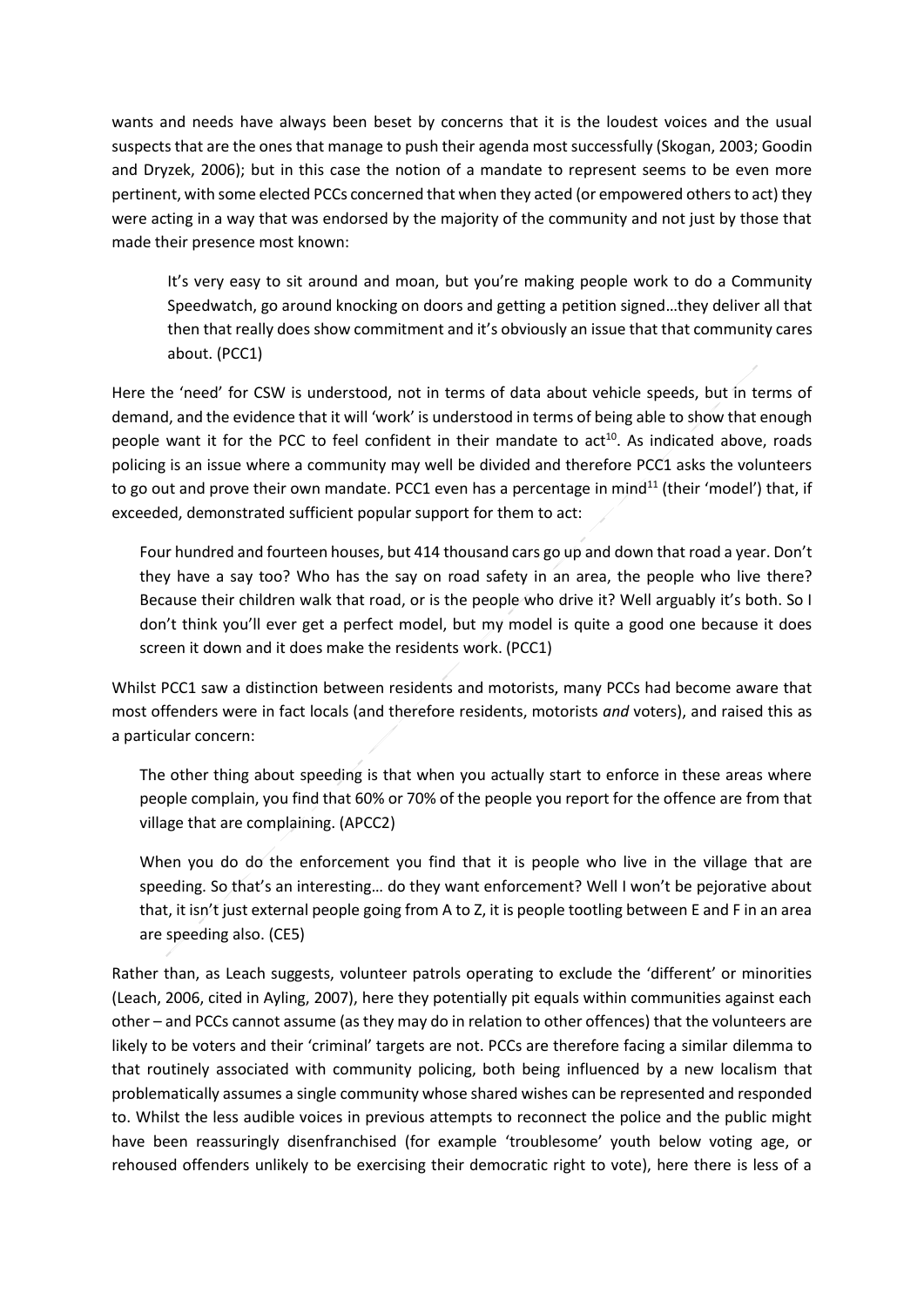wants and needs have always been beset by concerns that it is the loudest voices and the usual suspects that are the ones that manage to push their agenda most successfully (Skogan, 2003; Goodin and Dryzek, 2006); but in this case the notion of a mandate to represent seems to be even more pertinent, with some elected PCCs concerned that when they acted (or empowered others to act) they were acting in a way that was endorsed by the majority of the community and not just by those that made their presence most known:

> It's very easy to sit around and moan, but you're making people work to do a Community Speedwatch, go around knocking on doors and getting a petition signed…they deliver all that then that really does show commitment and it's obviously an issue that that community cares about. (PCC1)

Here the 'need' for CSW is understood, not in terms of data about vehicle speeds, but in terms of demand, and the evidence that it will 'work' is understood in terms of being able to show that enough people want it for the PCC to feel confident in their mandate to act[10]. As indicated above, roads policing is an issue where a community may well be divided and therefore PCC1 asks the volunteers to go out and prove their own mandate. PCC1 even has a percentage in mind[11] (their 'model') that, if exceeded, demonstrated sufficient popular support for them to act:

> Four hundred and fourteen houses, but 414 thousand cars go up and down that road a year. Don't they have a say too? Who has the say on road safety in an area, the people who live there? Because their children walk that road, or is the people who drive it? Well arguably it's both. So I don't think you'll ever get a perfect model, but my model is quite a good one because it does screen it down and it does make the residents work. (PCC1)

Whilst PCC1 saw a distinction between residents and motorists, many PCCs had become aware that most offenders were in fact locals (and therefore residents, motorists *and* voters), and raised this as a particular concern:

> The other thing about speeding is that when you actually start to enforce in these areas where people complain, you find that 60% or 70% of the people you report for the offence are from that village that are complaining. (APCC2)

> When you do do the enforcement you find that it is people who live in the village that are speeding. So that's an interesting… do they want enforcement? Well I won't be pejorative about that, it isn't just external people going from A to Z, it is people tootling between E and F in an area are speeding also. (CE5)

Rather than, as Leach suggests, volunteer patrols operating to exclude the 'different' or minorities (Leach, 2006, cited in Ayling, 2007), here they potentially pit equals within communities against each other – and PCCs cannot assume (as they may do in relation to other offences) that the volunteers are likely to be voters and their 'criminal' targets are not. PCCs are therefore facing a similar dilemma to that routinely associated with community policing, both being influenced by a new localism that problematically assumes a single community whose shared wishes can be represented and responded to. Whilst the less audible voices in previous attempts to reconnect the police and the public might have been reassuringly disenfranchised (for example 'troublesome' youth below voting age, or rehoused offenders unlikely to be exercising their democratic right to vote), here there is less of a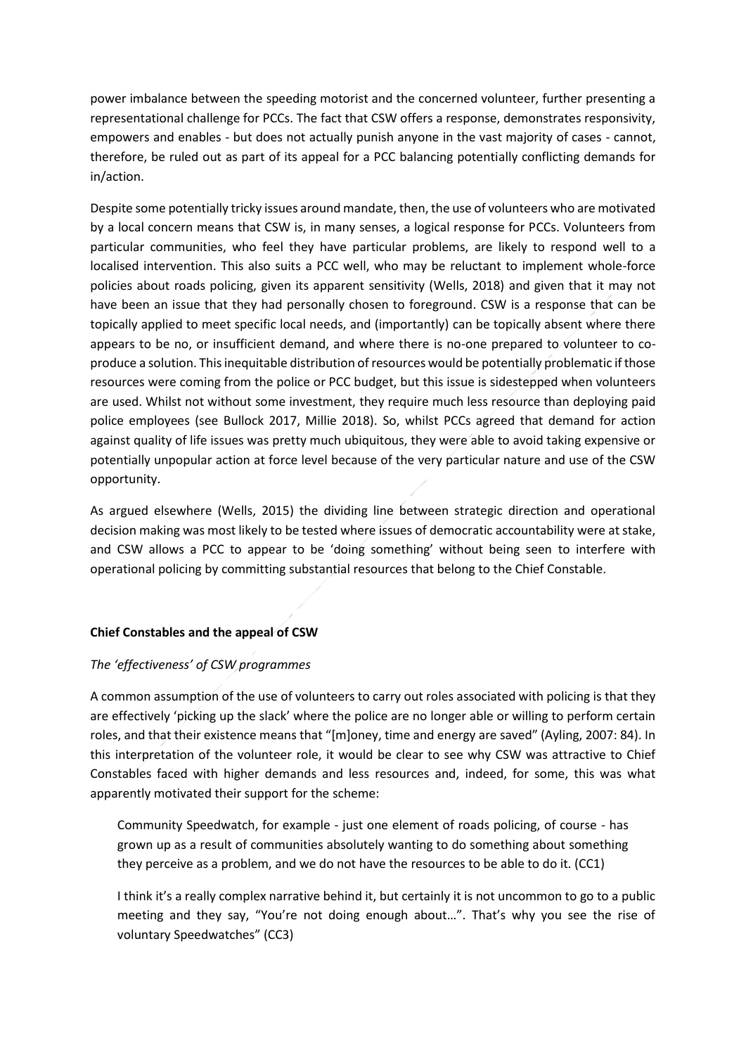power imbalance between the speeding motorist and the concerned volunteer, further presenting a representational challenge for PCCs. The fact that CSW offers a response, demonstrates responsivity, empowers and enables - but does not actually punish anyone in the vast majority of cases - cannot, therefore, be ruled out as part of its appeal for a PCC balancing potentially conflicting demands for in/action.

Despite some potentially tricky issues around mandate, then, the use of volunteers who are motivated by a local concern means that CSW is, in many senses, a logical response for PCCs. Volunteers from particular communities, who feel they have particular problems, are likely to respond well to a localised intervention. This also suits a PCC well, who may be reluctant to implement whole-force policies about roads policing, given its apparent sensitivity (Wells, 2018) and given that it may not have been an issue that they had personally chosen to foreground. CSW is a response that can be topically applied to meet specific local needs, and (importantly) can be topically absent where there appears to be no, or insufficient demand, and where there is no-one prepared to volunteer to co-produce a solution. This inequitable distribution of resources would be potentially problematic if those resources were coming from the police or PCC budget, but this issue is sidestepped when volunteers are used. Whilst not without some investment, they require much less resource than deploying paid police employees (see Bullock 2017, Millie 2018). So, whilst PCCs agreed that demand for action against quality of life issues was pretty much ubiquitous, they were able to avoid taking expensive or potentially unpopular action at force level because of the very particular nature and use of the CSW opportunity.

As argued elsewhere (Wells, 2015) the dividing line between strategic direction and operational decision making was most likely to be tested where issues of democratic accountability were at stake, and CSW allows a PCC to appear to be 'doing something' without being seen to interfere with operational policing by committing substantial resources that belong to the Chief Constable.

## Chief Constables and the appeal of CSW

### *The 'effectiveness' of CSW programmes*

A common assumption of the use of volunteers to carry out roles associated with policing is that they are effectively 'picking up the slack' where the police are no longer able or willing to perform certain roles, and that their existence means that "[m]oney, time and energy are saved" (Ayling, 2007: 84). In this interpretation of the volunteer role, it would be clear to see why CSW was attractive to Chief Constables faced with higher demands and less resources and, indeed, for some, this was what apparently motivated their support for the scheme:

> Community Speedwatch, for example - just one element of roads policing, of course - has grown up as a result of communities absolutely wanting to do something about something they perceive as a problem, and we do not have the resources to be able to do it. (CC1)

> I think it's a really complex narrative behind it, but certainly it is not uncommon to go to a public meeting and they say, "You're not doing enough about…". That's why you see the rise of voluntary Speedwatches" (CC3)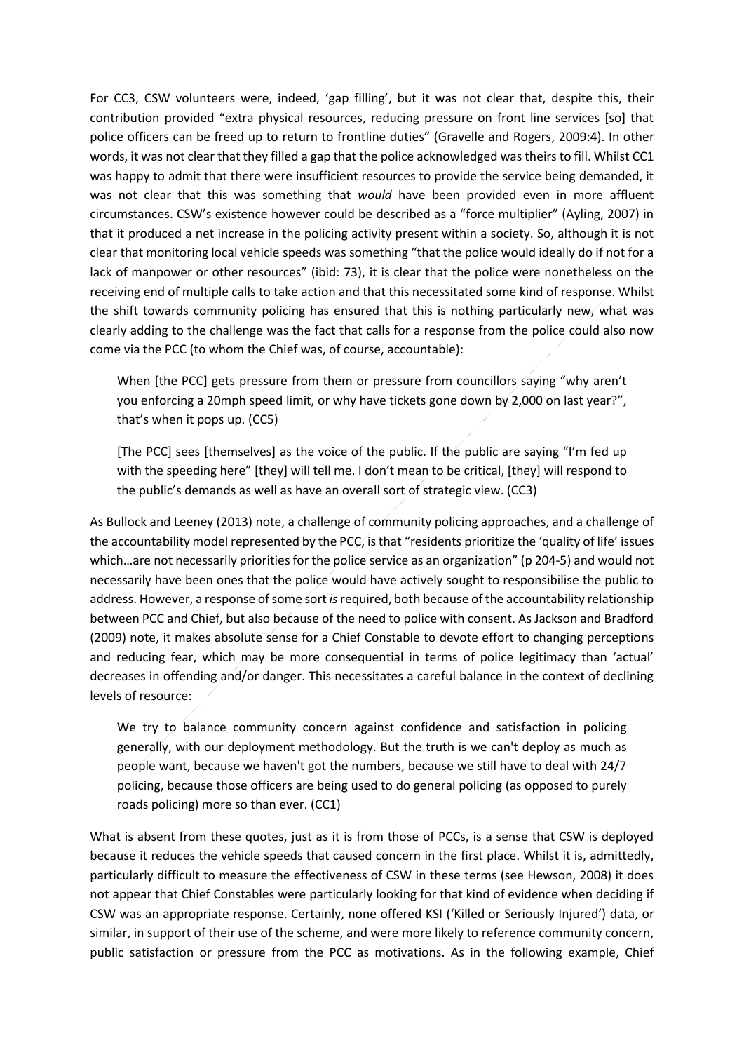For CC3, CSW volunteers were, indeed, 'gap filling', but it was not clear that, despite this, their contribution provided "extra physical resources, reducing pressure on front line services [so] that police officers can be freed up to return to frontline duties" (Gravelle and Rogers, 2009:4). In other words, it was not clear that they filled a gap that the police acknowledged was theirs to fill. Whilst CC1 was happy to admit that there were insufficient resources to provide the service being demanded, it was not clear that this was something that *would* have been provided even in more affluent circumstances. CSW's existence however could be described as a "force multiplier" (Ayling, 2007) in that it produced a net increase in the policing activity present within a society. So, although it is not clear that monitoring local vehicle speeds was something "that the police would ideally do if not for a lack of manpower or other resources" (ibid: 73), it is clear that the police were nonetheless on the receiving end of multiple calls to take action and that this necessitated some kind of response. Whilst the shift towards community policing has ensured that this is nothing particularly new, what was clearly adding to the challenge was the fact that calls for a response from the police could also now come via the PCC (to whom the Chief was, of course, accountable):

> When [the PCC] gets pressure from them or pressure from councillors saying "why aren't you enforcing a 20mph speed limit, or why have tickets gone down by 2,000 on last year?", that's when it pops up. (CC5)

> [The PCC] sees [themselves] as the voice of the public. If the public are saying "I'm fed up with the speeding here" [they] will tell me. I don't mean to be critical, [they] will respond to the public's demands as well as have an overall sort of strategic view. (CC3)

As Bullock and Leeney (2013) note, a challenge of community policing approaches, and a challenge of the accountability model represented by the PCC, is that "residents prioritize the 'quality of life' issues which…are not necessarily priorities for the police service as an organization" (p 204-5) and would not necessarily have been ones that the police would have actively sought to responsibilise the public to address. However, a response of some sort *is* required, both because of the accountability relationship between PCC and Chief, but also because of the need to police with consent. As Jackson and Bradford (2009) note, it makes absolute sense for a Chief Constable to devote effort to changing perceptions and reducing fear, which may be more consequential in terms of police legitimacy than 'actual' decreases in offending and/or danger. This necessitates a careful balance in the context of declining levels of resource:

> We try to balance community concern against confidence and satisfaction in policing generally, with our deployment methodology. But the truth is we can't deploy as much as people want, because we haven't got the numbers, because we still have to deal with 24/7 policing, because those officers are being used to do general policing (as opposed to purely roads policing) more so than ever. (CC1)

What is absent from these quotes, just as it is from those of PCCs, is a sense that CSW is deployed because it reduces the vehicle speeds that caused concern in the first place. Whilst it is, admittedly, particularly difficult to measure the effectiveness of CSW in these terms (see Hewson, 2008) it does not appear that Chief Constables were particularly looking for that kind of evidence when deciding if CSW was an appropriate response. Certainly, none offered KSI ('Killed or Seriously Injured') data, or similar, in support of their use of the scheme, and were more likely to reference community concern, public satisfaction or pressure from the PCC as motivations. As in the following example, Chief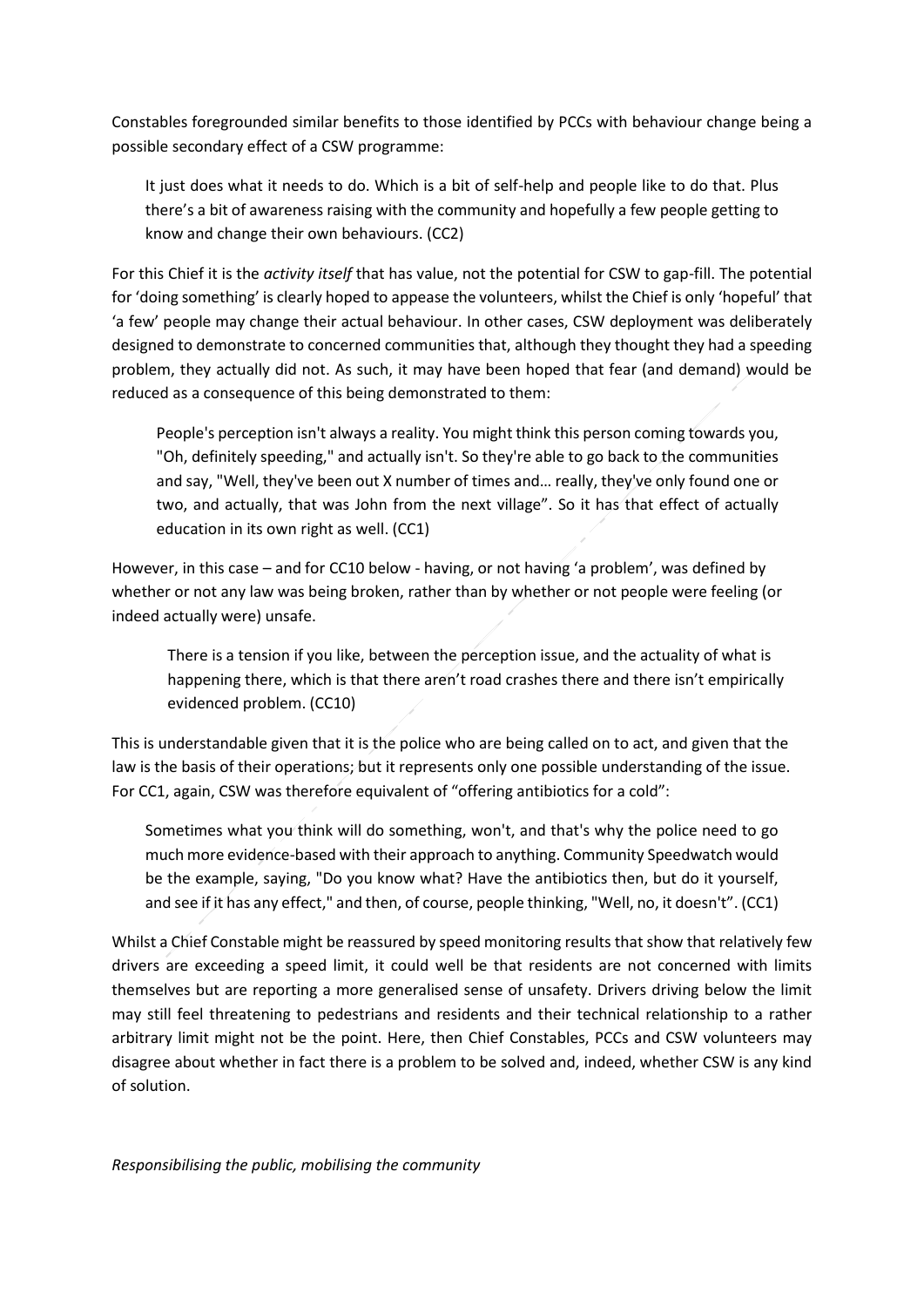Constables foregrounded similar benefits to those identified by PCCs with behaviour change being a possible secondary effect of a CSW programme:

> It just does what it needs to do. Which is a bit of self-help and people like to do that. Plus there's a bit of awareness raising with the community and hopefully a few people getting to know and change their own behaviours. (CC2)

For this Chief it is the *activity itself* that has value, not the potential for CSW to gap-fill. The potential for 'doing something' is clearly hoped to appease the volunteers, whilst the Chief is only 'hopeful' that 'a few' people may change their actual behaviour. In other cases, CSW deployment was deliberately designed to demonstrate to concerned communities that, although they thought they had a speeding problem, they actually did not. As such, it may have been hoped that fear (and demand) would be reduced as a consequence of this being demonstrated to them:

> People's perception isn't always a reality. You might think this person coming towards you, "Oh, definitely speeding," and actually isn't. So they're able to go back to the communities and say, "Well, they've been out X number of times and… really, they've only found one or two, and actually, that was John from the next village". So it has that effect of actually education in its own right as well. (CC1)

However, in this case – and for CC10 below - having, or not having 'a problem', was defined by whether or not any law was being broken, rather than by whether or not people were feeling (or indeed actually were) unsafe.

> There is a tension if you like, between the perception issue, and the actuality of what is happening there, which is that there aren't road crashes there and there isn't empirically evidenced problem. (CC10)

This is understandable given that it is the police who are being called on to act, and given that the law is the basis of their operations; but it represents only one possible understanding of the issue. For CC1, again, CSW was therefore equivalent of "offering antibiotics for a cold":

> Sometimes what you think will do something, won't, and that's why the police need to go much more evidence-based with their approach to anything. Community Speedwatch would be the example, saying, "Do you know what? Have the antibiotics then, but do it yourself, and see if it has any effect," and then, of course, people thinking, "Well, no, it doesn't". (CC1)

Whilst a Chief Constable might be reassured by speed monitoring results that show that relatively few drivers are exceeding a speed limit, it could well be that residents are not concerned with limits themselves but are reporting a more generalised sense of unsafety. Drivers driving below the limit may still feel threatening to pedestrians and residents and their technical relationship to a rather arbitrary limit might not be the point. Here, then Chief Constables, PCCs and CSW volunteers may disagree about whether in fact there is a problem to be solved and, indeed, whether CSW is any kind of solution.

*Responsibilising the public, mobilising the community*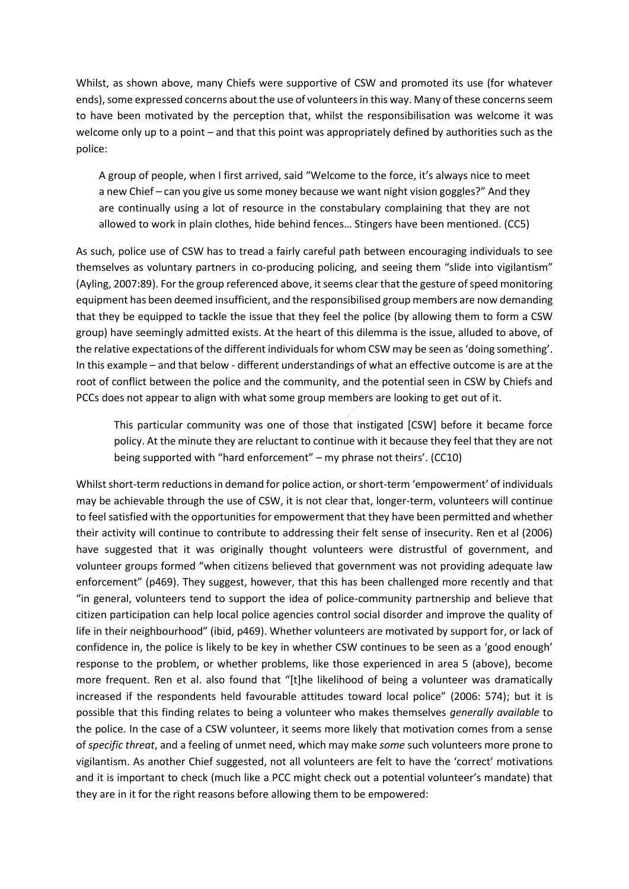Whilst, as shown above, many Chiefs were supportive of CSW and promoted its use (for whatever ends), some expressed concerns about the use of volunteers in this way. Many of these concerns seem to have been motivated by the perception that, whilst the responsibilisation was welcome it was welcome only up to a point – and that this point was appropriately defined by authorities such as the police:

> A group of people, when I first arrived, said "Welcome to the force, it's always nice to meet a new Chief – can you give us some money because we want night vision goggles?" And they are continually using a lot of resource in the constabulary complaining that they are not allowed to work in plain clothes, hide behind fences… Stingers have been mentioned. (CC5)

As such, police use of CSW has to tread a fairly careful path between encouraging individuals to see themselves as voluntary partners in co-producing policing, and seeing them "slide into vigilantism" (Ayling, 2007:89). For the group referenced above, it seems clear that the gesture of speed monitoring equipment has been deemed insufficient, and the responsibilised group members are now demanding that they be equipped to tackle the issue that they feel the police (by allowing them to form a CSW group) have seemingly admitted exists. At the heart of this dilemma is the issue, alluded to above, of the relative expectations of the different individuals for whom CSW may be seen as 'doing something'. In this example – and that below - different understandings of what an effective outcome is are at the root of conflict between the police and the community, and the potential seen in CSW by Chiefs and PCCs does not appear to align with what some group members are looking to get out of it.

> This particular community was one of those that instigated [CSW] before it became force policy. At the minute they are reluctant to continue with it because they feel that they are not being supported with "hard enforcement" – my phrase not theirs'. (CC10)

Whilst short-term reductions in demand for police action, or short-term 'empowerment' of individuals may be achievable through the use of CSW, it is not clear that, longer-term, volunteers will continue to feel satisfied with the opportunities for empowerment that they have been permitted and whether their activity will continue to contribute to addressing their felt sense of insecurity. Ren et al (2006) have suggested that it was originally thought volunteers were distrustful of government, and volunteer groups formed "when citizens believed that government was not providing adequate law enforcement" (p469). They suggest, however, that this has been challenged more recently and that "in general, volunteers tend to support the idea of police-community partnership and believe that citizen participation can help local police agencies control social disorder and improve the quality of life in their neighbourhood" (ibid, p469). Whether volunteers are motivated by support for, or lack of confidence in, the police is likely to be key in whether CSW continues to be seen as a 'good enough' response to the problem, or whether problems, like those experienced in area 5 (above), become more frequent. Ren et al. also found that "[t]he likelihood of being a volunteer was dramatically increased if the respondents held favourable attitudes toward local police" (2006: 574); but it is possible that this finding relates to being a volunteer who makes themselves *generally available* to the police. In the case of a CSW volunteer, it seems more likely that motivation comes from a sense of *specific threat*, and a feeling of unmet need, which may make *some* such volunteers more prone to vigilantism. As another Chief suggested, not all volunteers are felt to have the 'correct' motivations and it is important to check (much like a PCC might check out a potential volunteer's mandate) that they are in it for the right reasons before allowing them to be empowered: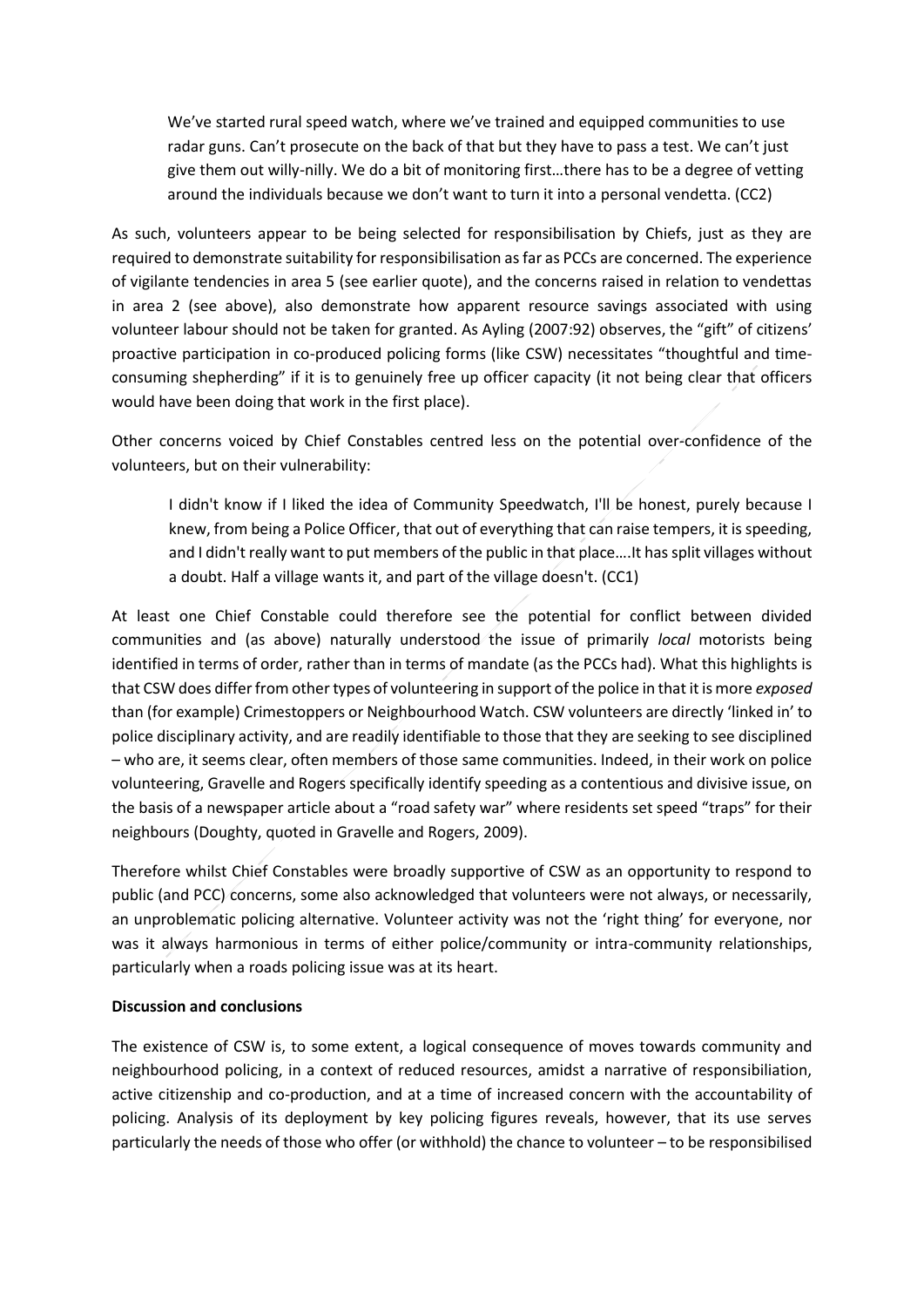> We've started rural speed watch, where we've trained and equipped communities to use radar guns. Can't prosecute on the back of that but they have to pass a test. We can't just give them out willy-nilly. We do a bit of monitoring first…there has to be a degree of vetting around the individuals because we don't want to turn it into a personal vendetta. (CC2)

As such, volunteers appear to be being selected for responsibilisation by Chiefs, just as they are required to demonstrate suitability for responsibilisation as far as PCCs are concerned. The experience of vigilante tendencies in area 5 (see earlier quote), and the concerns raised in relation to vendettas in area 2 (see above), also demonstrate how apparent resource savings associated with using volunteer labour should not be taken for granted. As Ayling (2007:92) observes, the "gift" of citizens' proactive participation in co-produced policing forms (like CSW) necessitates "thoughtful and time-consuming shepherding" if it is to genuinely free up officer capacity (it not being clear that officers would have been doing that work in the first place).

Other concerns voiced by Chief Constables centred less on the potential over-confidence of the volunteers, but on their vulnerability:

> I didn't know if I liked the idea of Community Speedwatch, I'll be honest, purely because I knew, from being a Police Officer, that out of everything that can raise tempers, it is speeding, and I didn't really want to put members of the public in that place….It has split villages without a doubt. Half a village wants it, and part of the village doesn't. (CC1)

At least one Chief Constable could therefore see the potential for conflict between divided communities and (as above) naturally understood the issue of primarily *local* motorists being identified in terms of order, rather than in terms of mandate (as the PCCs had). What this highlights is that CSW does differ from other types of volunteering in support of the police in that it is more *exposed* than (for example) Crimestoppers or Neighbourhood Watch. CSW volunteers are directly 'linked in' to police disciplinary activity, and are readily identifiable to those that they are seeking to see disciplined – who are, it seems clear, often members of those same communities. Indeed, in their work on police volunteering, Gravelle and Rogers specifically identify speeding as a contentious and divisive issue, on the basis of a newspaper article about a "road safety war" where residents set speed "traps" for their neighbours (Doughty, quoted in Gravelle and Rogers, 2009).

Therefore whilst Chief Constables were broadly supportive of CSW as an opportunity to respond to public (and PCC) concerns, some also acknowledged that volunteers were not always, or necessarily, an unproblematic policing alternative. Volunteer activity was not the 'right thing' for everyone, nor was it always harmonious in terms of either police/community or intra-community relationships, particularly when a roads policing issue was at its heart.

**Discussion and conclusions**

The existence of CSW is, to some extent, a logical consequence of moves towards community and neighbourhood policing, in a context of reduced resources, amidst a narrative of responsibiliation, active citizenship and co-production, and at a time of increased concern with the accountability of policing. Analysis of its deployment by key policing figures reveals, however, that its use serves particularly the needs of those who offer (or withhold) the chance to volunteer – to be responsibilised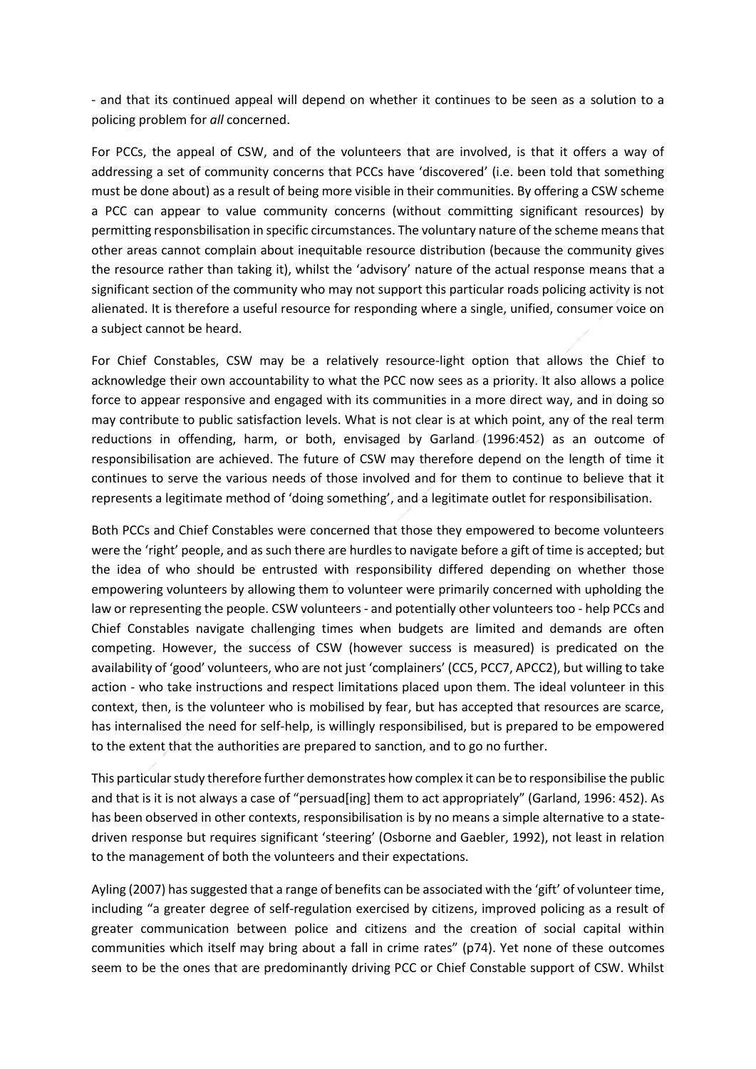- and that its continued appeal will depend on whether it continues to be seen as a solution to a policing problem for *all* concerned.

For PCCs, the appeal of CSW, and of the volunteers that are involved, is that it offers a way of addressing a set of community concerns that PCCs have 'discovered' (i.e. been told that something must be done about) as a result of being more visible in their communities. By offering a CSW scheme a PCC can appear to value community concerns (without committing significant resources) by permitting responsbilisation in specific circumstances. The voluntary nature of the scheme means that other areas cannot complain about inequitable resource distribution (because the community gives the resource rather than taking it), whilst the 'advisory' nature of the actual response means that a significant section of the community who may not support this particular roads policing activity is not alienated. It is therefore a useful resource for responding where a single, unified, consumer voice on a subject cannot be heard.

For Chief Constables, CSW may be a relatively resource-light option that allows the Chief to acknowledge their own accountability to what the PCC now sees as a priority. It also allows a police force to appear responsive and engaged with its communities in a more direct way, and in doing so may contribute to public satisfaction levels. What is not clear is at which point, any of the real term reductions in offending, harm, or both, envisaged by Garland (1996:452) as an outcome of responsibilisation are achieved. The future of CSW may therefore depend on the length of time it continues to serve the various needs of those involved and for them to continue to believe that it represents a legitimate method of 'doing something', and a legitimate outlet for responsibilisation.

Both PCCs and Chief Constables were concerned that those they empowered to become volunteers were the 'right' people, and as such there are hurdles to navigate before a gift of time is accepted; but the idea of who should be entrusted with responsibility differed depending on whether those empowering volunteers by allowing them to volunteer were primarily concerned with upholding the law or representing the people. CSW volunteers - and potentially other volunteers too - help PCCs and Chief Constables navigate challenging times when budgets are limited and demands are often competing. However, the success of CSW (however success is measured) is predicated on the availability of 'good' volunteers, who are not just 'complainers' (CC5, PCC7, APCC2), but willing to take action - who take instructions and respect limitations placed upon them. The ideal volunteer in this context, then, is the volunteer who is mobilised by fear, but has accepted that resources are scarce, has internalised the need for self-help, is willingly responsibilised, but is prepared to be empowered to the extent that the authorities are prepared to sanction, and to go no further.

This particular study therefore further demonstrates how complex it can be to responsibilise the public and that is it is not always a case of "persuad[ing] them to act appropriately" (Garland, 1996: 452). As has been observed in other contexts, responsibilisation is by no means a simple alternative to a state-driven response but requires significant 'steering' (Osborne and Gaebler, 1992), not least in relation to the management of both the volunteers and their expectations.

Ayling (2007) has suggested that a range of benefits can be associated with the 'gift' of volunteer time, including "a greater degree of self-regulation exercised by citizens, improved policing as a result of greater communication between police and citizens and the creation of social capital within communities which itself may bring about a fall in crime rates" (p74). Yet none of these outcomes seem to be the ones that are predominantly driving PCC or Chief Constable support of CSW. Whilst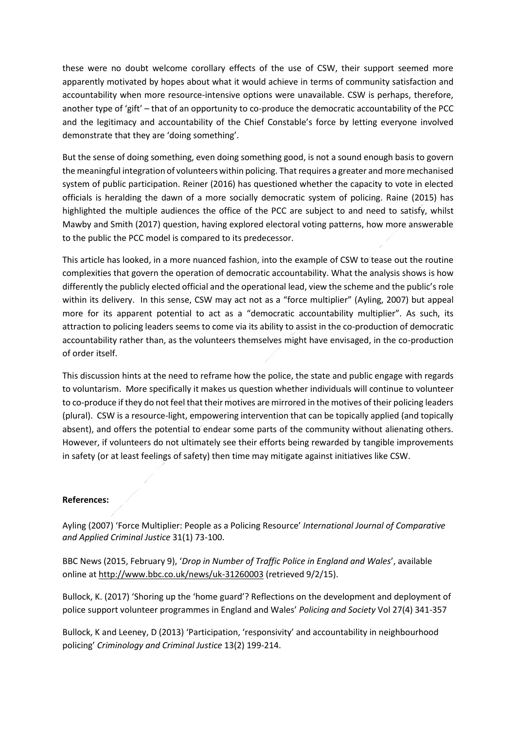these were no doubt welcome corollary effects of the use of CSW, their support seemed more apparently motivated by hopes about what it would achieve in terms of community satisfaction and accountability when more resource-intensive options were unavailable. CSW is perhaps, therefore, another type of 'gift' – that of an opportunity to co-produce the democratic accountability of the PCC and the legitimacy and accountability of the Chief Constable's force by letting everyone involved demonstrate that they are 'doing something'.

But the sense of doing something, even doing something good, is not a sound enough basis to govern the meaningful integration of volunteers within policing. That requires a greater and more mechanised system of public participation. Reiner (2016) has questioned whether the capacity to vote in elected officials is heralding the dawn of a more socially democratic system of policing. Raine (2015) has highlighted the multiple audiences the office of the PCC are subject to and need to satisfy, whilst Mawby and Smith (2017) question, having explored electoral voting patterns, how more answerable to the public the PCC model is compared to its predecessor.

This article has looked, in a more nuanced fashion, into the example of CSW to tease out the routine complexities that govern the operation of democratic accountability. What the analysis shows is how differently the publicly elected official and the operational lead, view the scheme and the public's role within its delivery. In this sense, CSW may act not as a "force multiplier" (Ayling, 2007) but appeal more for its apparent potential to act as a "democratic accountability multiplier". As such, its attraction to policing leaders seems to come via its ability to assist in the co-production of democratic accountability rather than, as the volunteers themselves might have envisaged, in the co-production of order itself.

This discussion hints at the need to reframe how the police, the state and public engage with regards to voluntarism. More specifically it makes us question whether individuals will continue to volunteer to co-produce if they do not feel that their motives are mirrored in the motives of their policing leaders (plural). CSW is a resource-light, empowering intervention that can be topically applied (and topically absent), and offers the potential to endear some parts of the community without alienating others. However, if volunteers do not ultimately see their efforts being rewarded by tangible improvements in safety (or at least feelings of safety) then time may mitigate against initiatives like CSW.

**References:**

Ayling (2007) 'Force Multiplier: People as a Policing Resource' *International Journal of Comparative and Applied Criminal Justice* 31(1) 73-100.

BBC News (2015, February 9), '*Drop in Number of Traffic Police in England and Wales*', available online at http://www.bbc.co.uk/news/uk-31260003 (retrieved 9/2/15).

Bullock, K. (2017) 'Shoring up the 'home guard'? Reflections on the development and deployment of police support volunteer programmes in England and Wales' *Policing and Society* Vol 27(4) 341-357

Bullock, K and Leeney, D (2013) 'Participation, 'responsivity' and accountability in neighbourhood policing' *Criminology and Criminal Justice* 13(2) 199-214.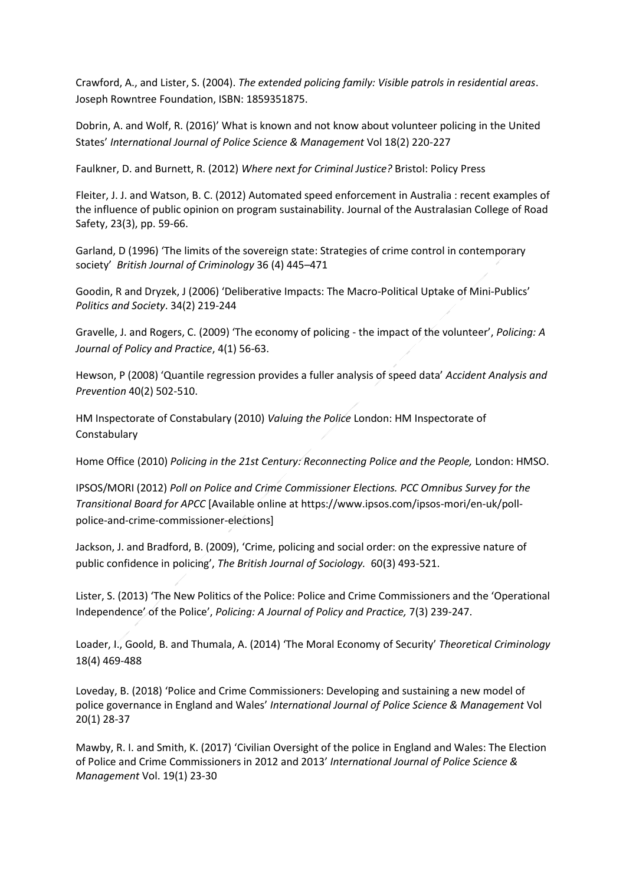Crawford, A., and Lister, S. (2004). *The extended policing family: Visible patrols in residential areas*. Joseph Rowntree Foundation, ISBN: 1859351875.

Dobrin, A. and Wolf, R. (2016)' What is known and not know about volunteer policing in the United States' *International Journal of Police Science & Management* Vol 18(2) 220-227

Faulkner, D. and Burnett, R. (2012) *Where next for Criminal Justice?* Bristol: Policy Press

Fleiter, J. J. and Watson, B. C. (2012) Automated speed enforcement in Australia : recent examples of the influence of public opinion on program sustainability. Journal of the Australasian College of Road Safety, 23(3), pp. 59-66.

Garland, D (1996) 'The limits of the sovereign state: Strategies of crime control in contemporary society' *British Journal of Criminology* 36 (4) 445–471

Goodin, R and Dryzek, J (2006) 'Deliberative Impacts: The Macro-Political Uptake of Mini-Publics' *Politics and Society*. 34(2) 219-244

Gravelle, J. and Rogers, C. (2009) 'The economy of policing - the impact of the volunteer', *Policing: A Journal of Policy and Practice*, 4(1) 56-63.

Hewson, P (2008) 'Quantile regression provides a fuller analysis of speed data' *Accident Analysis and Prevention* 40(2) 502-510.

HM Inspectorate of Constabulary (2010) *Valuing the Police* London: HM Inspectorate of Constabulary

Home Office (2010) *Policing in the 21st Century: Reconnecting Police and the People,* London: HMSO.

IPSOS/MORI (2012) *Poll on Police and Crime Commissioner Elections. PCC Omnibus Survey for the Transitional Board for APCC* [Available online at https://www.ipsos.com/ipsos-mori/en-uk/poll-police-and-crime-commissioner-elections]

Jackson, J. and Bradford, B. (2009), 'Crime, policing and social order: on the expressive nature of public confidence in policing', *The British Journal of Sociology.* 60(3) 493-521.

Lister, S. (2013) 'The New Politics of the Police: Police and Crime Commissioners and the 'Operational Independence' of the Police', *Policing: A Journal of Policy and Practice,* 7(3) 239-247.

Loader, I., Goold, B. and Thumala, A. (2014) 'The Moral Economy of Security' *Theoretical Criminology* 18(4) 469-488

Loveday, B. (2018) 'Police and Crime Commissioners: Developing and sustaining a new model of police governance in England and Wales' *International Journal of Police Science & Management* Vol 20(1) 28-37

Mawby, R. I. and Smith, K. (2017) 'Civilian Oversight of the police in England and Wales: The Election of Police and Crime Commissioners in 2012 and 2013' *International Journal of Police Science & Management* Vol. 19(1) 23-30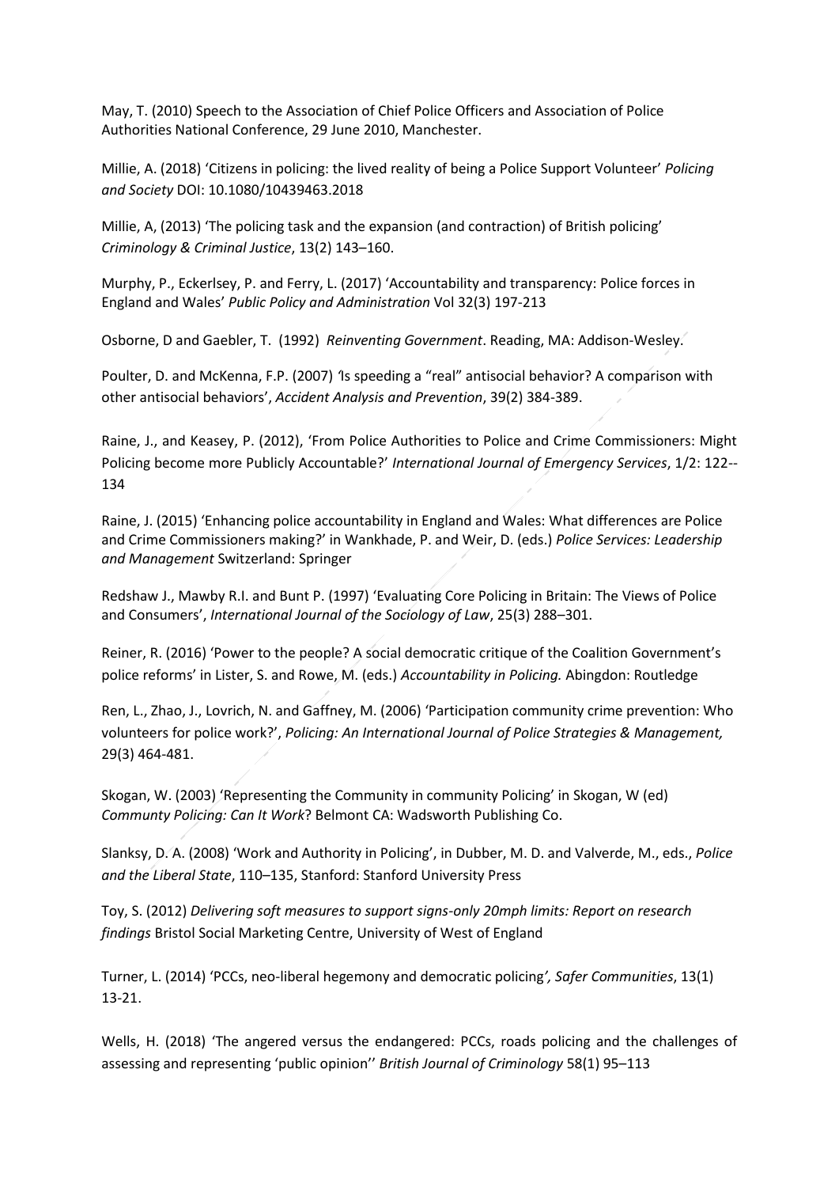May, T. (2010) Speech to the Association of Chief Police Officers and Association of Police Authorities National Conference, 29 June 2010, Manchester.

Millie, A. (2018) 'Citizens in policing: the lived reality of being a Police Support Volunteer' *Policing and Society* DOI: 10.1080/10439463.2018

Millie, A, (2013) 'The policing task and the expansion (and contraction) of British policing' *Criminology & Criminal Justice*, 13(2) 143–160.

Murphy, P., Eckerlsey, P. and Ferry, L. (2017) 'Accountability and transparency: Police forces in England and Wales' *Public Policy and Administration* Vol 32(3) 197-213

Osborne, D and Gaebler, T. (1992) *Reinventing Government*. Reading, MA: Addison-Wesley.

Poulter, D. and McKenna, F.P. (2007) 'Is speeding a "real" antisocial behavior? A comparison with other antisocial behaviors', *Accident Analysis and Prevention*, 39(2) 384-389.

Raine, J., and Keasey, P. (2012), 'From Police Authorities to Police and Crime Commissioners: Might Policing become more Publicly Accountable?' *International Journal of Emergency Services*, 1/2: 122--134

Raine, J. (2015) 'Enhancing police accountability in England and Wales: What differences are Police and Crime Commissioners making?' in Wankhade, P. and Weir, D. (eds.) *Police Services: Leadership and Management* Switzerland: Springer

Redshaw J., Mawby R.I. and Bunt P. (1997) 'Evaluating Core Policing in Britain: The Views of Police and Consumers', *International Journal of the Sociology of Law*, 25(3) 288–301.

Reiner, R. (2016) 'Power to the people? A social democratic critique of the Coalition Government's police reforms' in Lister, S. and Rowe, M. (eds.) *Accountability in Policing.* Abingdon: Routledge

Ren, L., Zhao, J., Lovrich, N. and Gaffney, M. (2006) 'Participation community crime prevention: Who volunteers for police work?', *Policing: An International Journal of Police Strategies & Management,* 29(3) 464-481.

Skogan, W. (2003) 'Representing the Community in community Policing' in Skogan, W (ed) *Communty Policing: Can It Work*? Belmont CA: Wadsworth Publishing Co.

Slanksy, D. A. (2008) 'Work and Authority in Policing', in Dubber, M. D. and Valverde, M., eds., *Police and the Liberal State*, 110–135, Stanford: Stanford University Press

Toy, S. (2012) *Delivering soft measures to support signs-only 20mph limits: Report on research findings* Bristol Social Marketing Centre, University of West of England

Turner, L. (2014) 'PCCs, neo-liberal hegemony and democratic policing*', Safer Communities*, 13(1) 13-21.

Wells, H. (2018) 'The angered versus the endangered: PCCs, roads policing and the challenges of assessing and representing 'public opinion'' *British Journal of Criminology* 58(1) 95–113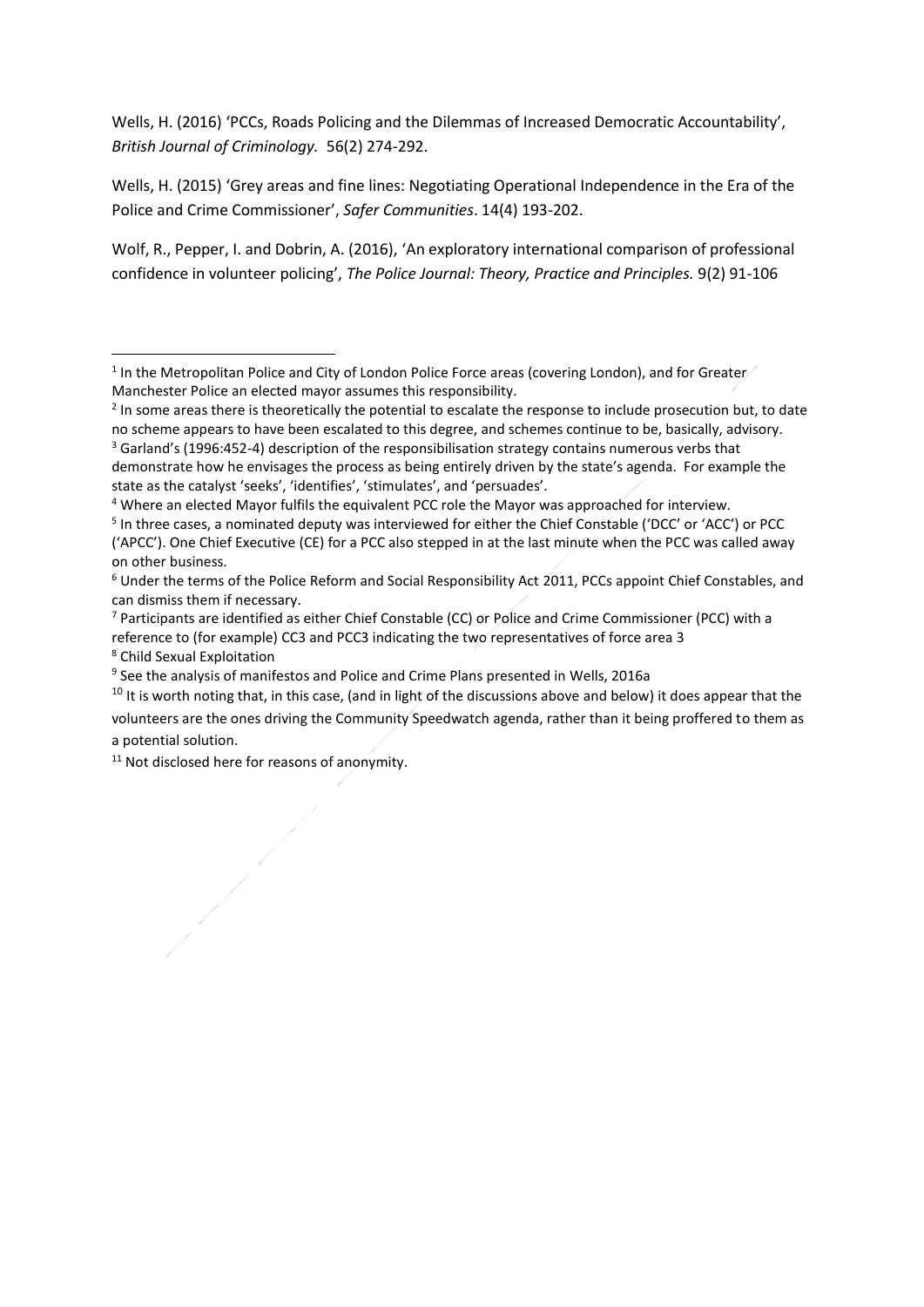Wells, H. (2016) 'PCCs, Roads Policing and the Dilemmas of Increased Democratic Accountability', *British Journal of Criminology.* 56(2) 274-292.

Wells, H. (2015) 'Grey areas and fine lines: Negotiating Operational Independence in the Era of the Police and Crime Commissioner', *Safer Communities*. 14(4) 193-202.

Wolf, R., Pepper, I. and Dobrin, A. (2016), 'An exploratory international comparison of professional confidence in volunteer policing', *The Police Journal: Theory, Practice and Principles.* 9(2) 91-106

---

[1] In the Metropolitan Police and City of London Police Force areas (covering London), and for Greater Manchester Police an elected mayor assumes this responsibility.

[2] In some areas there is theoretically the potential to escalate the response to include prosecution but, to date no scheme appears to have been escalated to this degree, and schemes continue to be, basically, advisory.

[3] Garland's (1996:452-4) description of the responsibilisation strategy contains numerous verbs that demonstrate how he envisages the process as being entirely driven by the state's agenda. For example the state as the catalyst 'seeks', 'identifies', 'stimulates', and 'persuades'.

[4] Where an elected Mayor fulfils the equivalent PCC role the Mayor was approached for interview.

[5] In three cases, a nominated deputy was interviewed for either the Chief Constable ('DCC' or 'ACC') or PCC ('APCC'). One Chief Executive (CE) for a PCC also stepped in at the last minute when the PCC was called away on other business.

[6] Under the terms of the Police Reform and Social Responsibility Act 2011, PCCs appoint Chief Constables, and can dismiss them if necessary.

[7] Participants are identified as either Chief Constable (CC) or Police and Crime Commissioner (PCC) with a reference to (for example) CC3 and PCC3 indicating the two representatives of force area 3

[8] Child Sexual Exploitation

[9] See the analysis of manifestos and Police and Crime Plans presented in Wells, 2016a

[10] It is worth noting that, in this case, (and in light of the discussions above and below) it does appear that the volunteers are the ones driving the Community Speedwatch agenda, rather than it being proffered to them as a potential solution.

[11] Not disclosed here for reasons of anonymity.